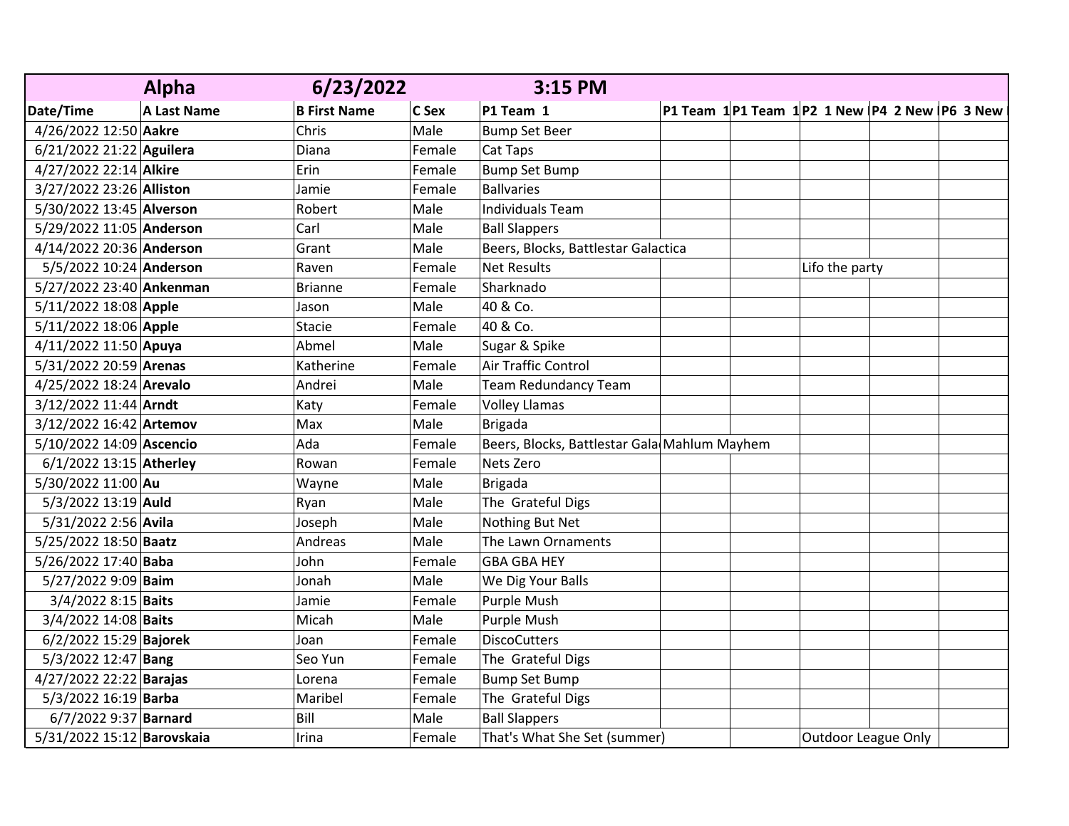| | Alpha | 6/23/2022 | | 3:15 PM | | | | | |
|---|---|---|---|---|---|---|---|---|---|
| **Date/Time** | **A Last Name** | **B First Name** | **C Sex** | **P1 Team 1** | **P1 Team 1** | **P1 Team 1** | **P2 1 New** | **P4 2 New** | **P6 3 New** |
| 4/26/2022 12:50 | **Aakre** | Chris | Male | Bump Set Beer | | | | | |
| 6/21/2022 21:22 | **Aguilera** | Diana | Female | Cat Taps | | | | | |
| 4/27/2022 22:14 | **Alkire** | Erin | Female | Bump Set Bump | | | | | |
| 3/27/2022 23:26 | **Alliston** | Jamie | Female | Ballvaries | | | | | |
| 5/30/2022 13:45 | **Alverson** | Robert | Male | Individuals Team | | | | | |
| 5/29/2022 11:05 | **Anderson** | Carl | Male | Ball Slappers | | | | | |
| 4/14/2022 20:36 | **Anderson** | Grant | Male | Beers, Blocks, Battlestar Galactica | | | | | |
| 5/5/2022 10:24 | **Anderson** | Raven | Female | Net Results | | | Lifo the party | | |
| 5/27/2022 23:40 | **Ankenman** | Brianne | Female | Sharknado | | | | | |
| 5/11/2022 18:08 | **Apple** | Jason | Male | 40 & Co. | | | | | |
| 5/11/2022 18:06 | **Apple** | Stacie | Female | 40 & Co. | | | | | |
| 4/11/2022 11:50 | **Apuya** | Abmel | Male | Sugar & Spike | | | | | |
| 5/31/2022 20:59 | **Arenas** | Katherine | Female | Air Traffic Control | | | | | |
| 4/25/2022 18:24 | **Arevalo** | Andrei | Male | Team Redundancy Team | | | | | |
| 3/12/2022 11:44 | **Arndt** | Katy | Female | Volley Llamas | | | | | |
| 3/12/2022 16:42 | **Artemov** | Max | Male | Brigada | | | | | |
| 5/10/2022 14:09 | **Ascencio** | Ada | Female | Beers, Blocks, Battlestar Gala | Mahlum Mayhem | | | | |
| 6/1/2022 13:15 | **Atherley** | Rowan | Female | Nets Zero | | | | | |
| 5/30/2022 11:00 | **Au** | Wayne | Male | Brigada | | | | | |
| 5/3/2022 13:19 | **Auld** | Ryan | Male | The Grateful Digs | | | | | |
| 5/31/2022 2:56 | **Avila** | Joseph | Male | Nothing But Net | | | | | |
| 5/25/2022 18:50 | **Baatz** | Andreas | Male | The Lawn Ornaments | | | | | |
| 5/26/2022 17:40 | **Baba** | John | Female | GBA GBA HEY | | | | | |
| 5/27/2022 9:09 | **Baim** | Jonah | Male | We Dig Your Balls | | | | | |
| 3/4/2022 8:15 | **Baits** | Jamie | Female | Purple Mush | | | | | |
| 3/4/2022 14:08 | **Baits** | Micah | Male | Purple Mush | | | | | |
| 6/2/2022 15:29 | **Bajorek** | Joan | Female | DiscoCutters | | | | | |
| 5/3/2022 12:47 | **Bang** | Seo Yun | Female | The Grateful Digs | | | | | |
| 4/27/2022 22:22 | **Barajas** | Lorena | Female | Bump Set Bump | | | | | |
| 5/3/2022 16:19 | **Barba** | Maribel | Female | The Grateful Digs | | | | | |
| 6/7/2022 9:37 | **Barnard** | Bill | Male | Ball Slappers | | | | | |
| 5/31/2022 15:12 | **Barovskaia** | Irina | Female | That's What She Set (summer) | | | Outdoor League Only | | |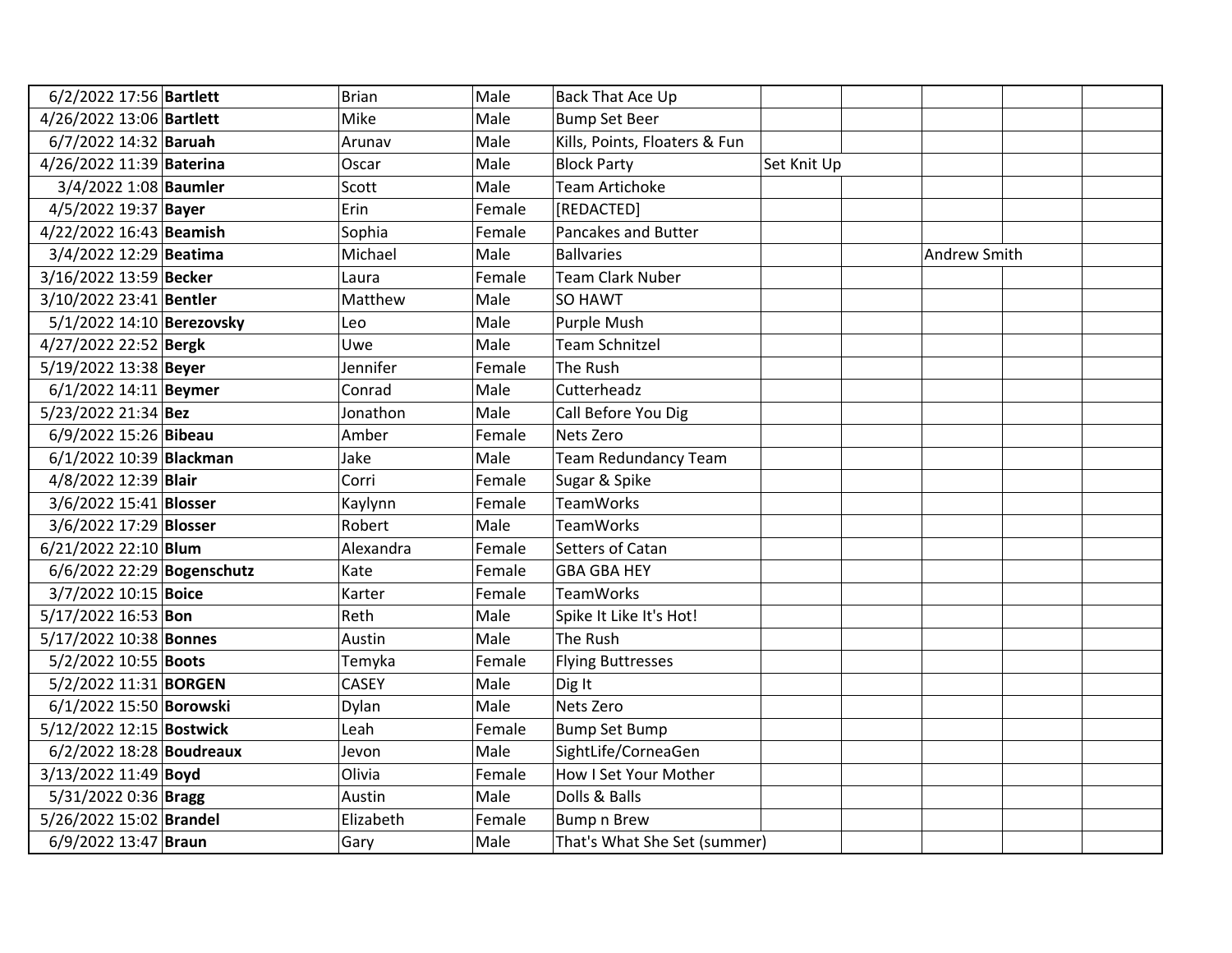| | | | | | | | | | |
|---|---|---|---|---|---|---|---|---|---|
| 6/2/2022 17:56 | **Bartlett** | Brian | Male | Back That Ace Up | | | | | |
| 4/26/2022 13:06 | **Bartlett** | Mike | Male | Bump Set Beer | | | | | |
| 6/7/2022 14:32 | **Baruah** | Arunav | Male | Kills, Points, Floaters & Fun | | | | | |
| 4/26/2022 11:39 | **Baterina** | Oscar | Male | Block Party | Set Knit Up | | | | |
| 3/4/2022 1:08 | **Baumler** | Scott | Male | Team Artichoke | | | | | |
| 4/5/2022 19:37 | **Bayer** | Erin | Female | [REDACTED] | | | | | |
| 4/22/2022 16:43 | **Beamish** | Sophia | Female | Pancakes and Butter | | | | | |
| 3/4/2022 12:29 | **Beatima** | Michael | Male | Ballvaries | | | Andrew Smith | | |
| 3/16/2022 13:59 | **Becker** | Laura | Female | Team Clark Nuber | | | | | |
| 3/10/2022 23:41 | **Bentler** | Matthew | Male | SO HAWT | | | | | |
| 5/1/2022 14:10 | **Berezovsky** | Leo | Male | Purple Mush | | | | | |
| 4/27/2022 22:52 | **Bergk** | Uwe | Male | Team Schnitzel | | | | | |
| 5/19/2022 13:38 | **Beyer** | Jennifer | Female | The Rush | | | | | |
| 6/1/2022 14:11 | **Beymer** | Conrad | Male | Cutterheadz | | | | | |
| 5/23/2022 21:34 | **Bez** | Jonathon | Male | Call Before You Dig | | | | | |
| 6/9/2022 15:26 | **Bibeau** | Amber | Female | Nets Zero | | | | | |
| 6/1/2022 10:39 | **Blackman** | Jake | Male | Team Redundancy Team | | | | | |
| 4/8/2022 12:39 | **Blair** | Corri | Female | Sugar & Spike | | | | | |
| 3/6/2022 15:41 | **Blosser** | Kaylynn | Female | TeamWorks | | | | | |
| 3/6/2022 17:29 | **Blosser** | Robert | Male | TeamWorks | | | | | |
| 6/21/2022 22:10 | **Blum** | Alexandra | Female | Setters of Catan | | | | | |
| 6/6/2022 22:29 | **Bogenschutz** | Kate | Female | GBA GBA HEY | | | | | |
| 3/7/2022 10:15 | **Boice** | Karter | Female | TeamWorks | | | | | |
| 5/17/2022 16:53 | **Bon** | Reth | Male | Spike It Like It's Hot! | | | | | |
| 5/17/2022 10:38 | **Bonnes** | Austin | Male | The Rush | | | | | |
| 5/2/2022 10:55 | **Boots** | Temyka | Female | Flying Buttresses | | | | | |
| 5/2/2022 11:31 | **BORGEN** | CASEY | Male | Dig It | | | | | |
| 6/1/2022 15:50 | **Borowski** | Dylan | Male | Nets Zero | | | | | |
| 5/12/2022 12:15 | **Bostwick** | Leah | Female | Bump Set Bump | | | | | |
| 6/2/2022 18:28 | **Boudreaux** | Jevon | Male | SightLife/CorneaGen | | | | | |
| 3/13/2022 11:49 | **Boyd** | Olivia | Female | How I Set Your Mother | | | | | |
| 5/31/2022 0:36 | **Bragg** | Austin | Male | Dolls & Balls | | | | | |
| 5/26/2022 15:02 | **Brandel** | Elizabeth | Female | Bump n Brew | | | | | |
| 6/9/2022 13:47 | **Braun** | Gary | Male | That's What She Set (summer) | | | | | |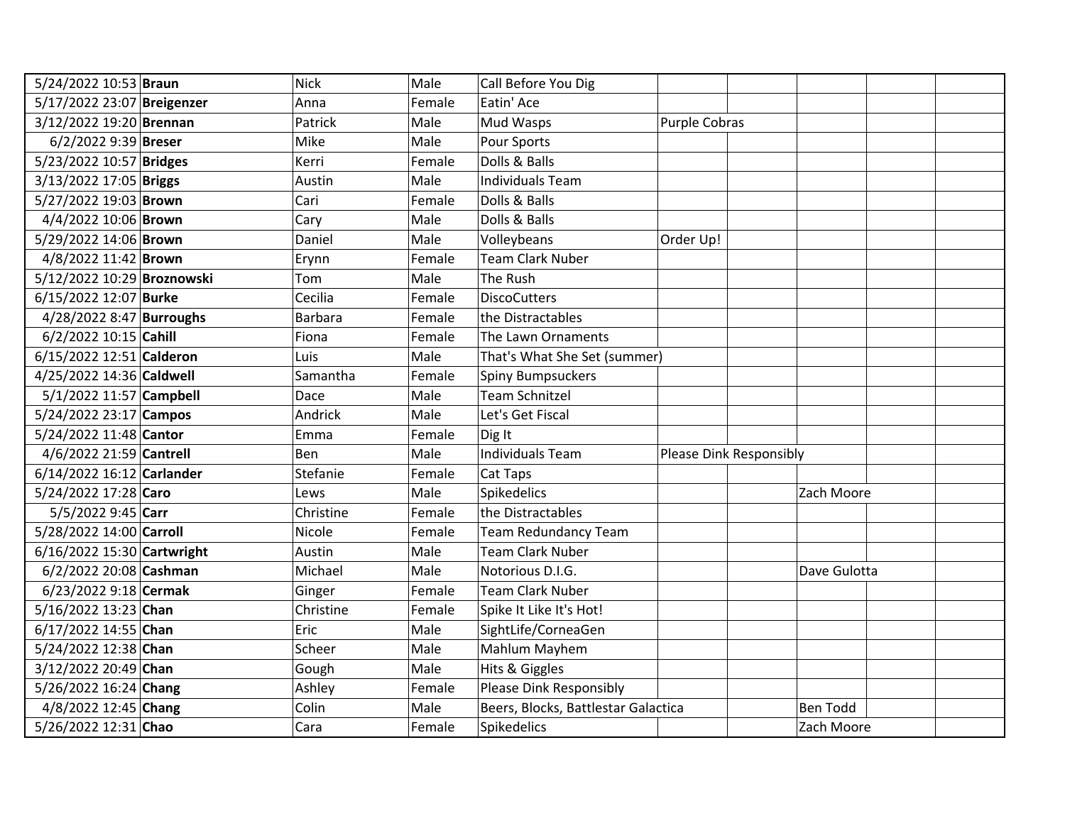| | | | | | | | | | |
|---|---|---|---|---|---|---|---|---|---|
| 5/24/2022 10:53 | **Braun** | Nick | Male | Call Before You Dig | | | | | |
| 5/17/2022 23:07 | **Breigenzer** | Anna | Female | Eatin' Ace | | | | | |
| 3/12/2022 19:20 | **Brennan** | Patrick | Male | Mud Wasps | Purple Cobras | | | | |
| 6/2/2022 9:39 | **Breser** | Mike | Male | Pour Sports | | | | | |
| 5/23/2022 10:57 | **Bridges** | Kerri | Female | Dolls & Balls | | | | | |
| 3/13/2022 17:05 | **Briggs** | Austin | Male | Individuals Team | | | | | |
| 5/27/2022 19:03 | **Brown** | Cari | Female | Dolls & Balls | | | | | |
| 4/4/2022 10:06 | **Brown** | Cary | Male | Dolls & Balls | | | | | |
| 5/29/2022 14:06 | **Brown** | Daniel | Male | Volleybeans | Order Up! | | | | |
| 4/8/2022 11:42 | **Brown** | Erynn | Female | Team Clark Nuber | | | | | |
| 5/12/2022 10:29 | **Broznowski** | Tom | Male | The Rush | | | | | |
| 6/15/2022 12:07 | **Burke** | Cecilia | Female | DiscoCutters | | | | | |
| 4/28/2022 8:47 | **Burroughs** | Barbara | Female | the Distractables | | | | | |
| 6/2/2022 10:15 | **Cahill** | Fiona | Female | The Lawn Ornaments | | | | | |
| 6/15/2022 12:51 | **Calderon** | Luis | Male | That's What She Set (summer) | | | | | |
| 4/25/2022 14:36 | **Caldwell** | Samantha | Female | Spiny Bumpsuckers | | | | | |
| 5/1/2022 11:57 | **Campbell** | Dace | Male | Team Schnitzel | | | | | |
| 5/24/2022 23:17 | **Campos** | Andrick | Male | Let's Get Fiscal | | | | | |
| 5/24/2022 11:48 | **Cantor** | Emma | Female | Dig It | | | | | |
| 4/6/2022 21:59 | **Cantrell** | Ben | Male | Individuals Team | Please Dink Responsibly | | | | |
| 6/14/2022 16:12 | **Carlander** | Stefanie | Female | Cat Taps | | | | | |
| 5/24/2022 17:28 | **Caro** | Lews | Male | Spikedelics | | | Zach Moore | | |
| 5/5/2022 9:45 | **Carr** | Christine | Female | the Distractables | | | | | |
| 5/28/2022 14:00 | **Carroll** | Nicole | Female | Team Redundancy Team | | | | | |
| 6/16/2022 15:30 | **Cartwright** | Austin | Male | Team Clark Nuber | | | | | |
| 6/2/2022 20:08 | **Cashman** | Michael | Male | Notorious D.I.G. | | | Dave Gulotta | | |
| 6/23/2022 9:18 | **Cermak** | Ginger | Female | Team Clark Nuber | | | | | |
| 5/16/2022 13:23 | **Chan** | Christine | Female | Spike It Like It's Hot! | | | | | |
| 6/17/2022 14:55 | **Chan** | Eric | Male | SightLife/CorneaGen | | | | | |
| 5/24/2022 12:38 | **Chan** | Scheer | Male | Mahlum Mayhem | | | | | |
| 3/12/2022 20:49 | **Chan** | Gough | Male | Hits & Giggles | | | | | |
| 5/26/2022 16:24 | **Chang** | Ashley | Female | Please Dink Responsibly | | | | | |
| 4/8/2022 12:45 | **Chang** | Colin | Male | Beers, Blocks, Battlestar Galactica | | | Ben Todd | | |
| 5/26/2022 12:31 | **Chao** | Cara | Female | Spikedelics | | | Zach Moore | | |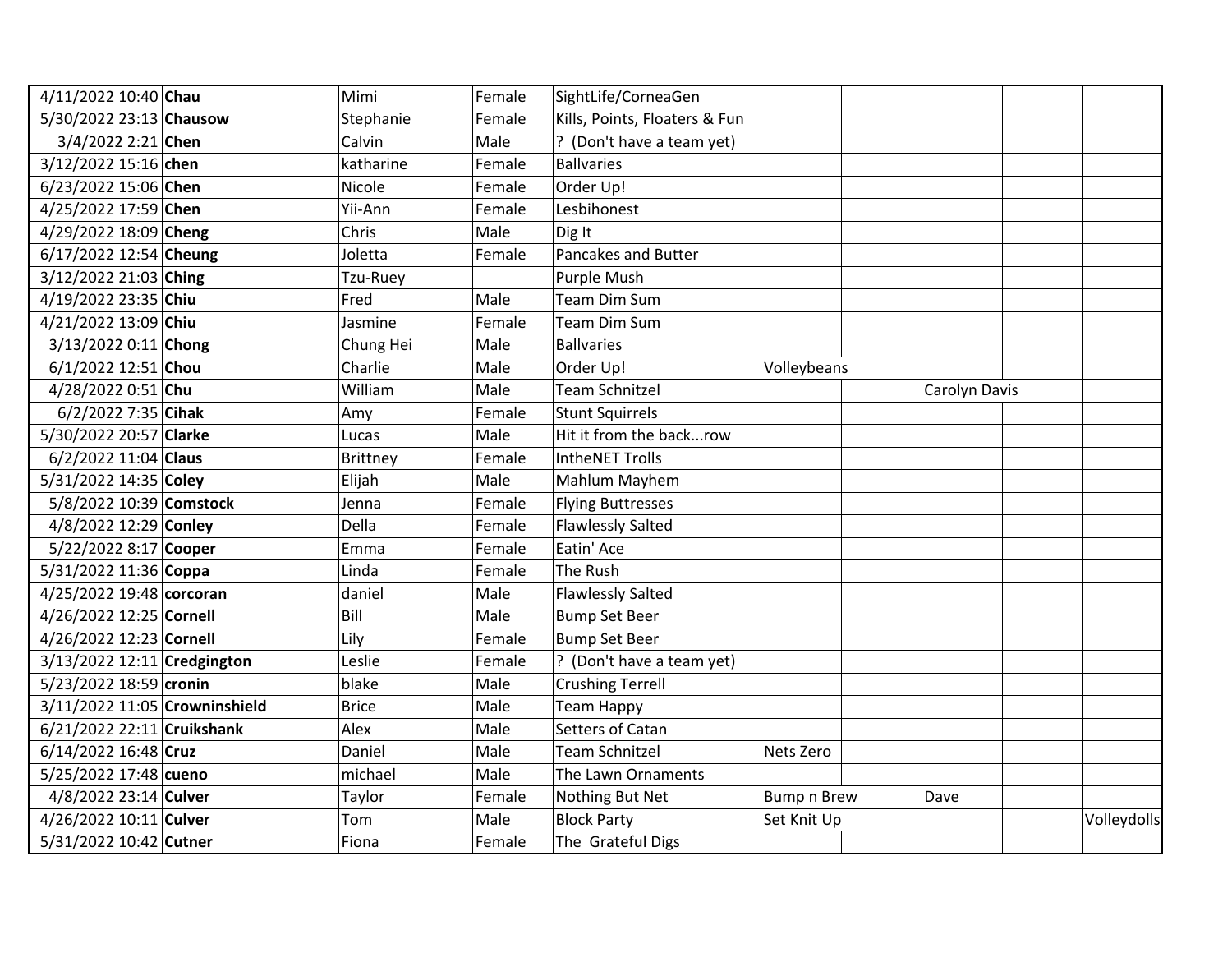| | | | | | | | | | |
|---|---|---|---|---|---|---|---|---|---|
| 4/11/2022 10:40 | **Chau** | Mimi | Female | SightLife/CorneaGen | | | | | |
| 5/30/2022 23:13 | **Chausow** | Stephanie | Female | Kills, Points, Floaters & Fun | | | | | |
| 3/4/2022 2:21 | **Chen** | Calvin | Male | ? (Don't have a team yet) | | | | | |
| 3/12/2022 15:16 | **chen** | katharine | Female | Ballvaries | | | | | |
| 6/23/2022 15:06 | **Chen** | Nicole | Female | Order Up! | | | | | |
| 4/25/2022 17:59 | **Chen** | Yii-Ann | Female | Lesbihonest | | | | | |
| 4/29/2022 18:09 | **Cheng** | Chris | Male | Dig It | | | | | |
| 6/17/2022 12:54 | **Cheung** | Joletta | Female | Pancakes and Butter | | | | | |
| 3/12/2022 21:03 | **Ching** | Tzu-Ruey | | Purple Mush | | | | | |
| 4/19/2022 23:35 | **Chiu** | Fred | Male | Team Dim Sum | | | | | |
| 4/21/2022 13:09 | **Chiu** | Jasmine | Female | Team Dim Sum | | | | | |
| 3/13/2022 0:11 | **Chong** | Chung Hei | Male | Ballvaries | | | | | |
| 6/1/2022 12:51 | **Chou** | Charlie | Male | Order Up! | Volleybeans | | | | |
| 4/28/2022 0:51 | **Chu** | William | Male | Team Schnitzel | | | Carolyn Davis | | |
| 6/2/2022 7:35 | **Cihak** | Amy | Female | Stunt Squirrels | | | | | |
| 5/30/2022 20:57 | **Clarke** | Lucas | Male | Hit it from the back...row | | | | | |
| 6/2/2022 11:04 | **Claus** | Brittney | Female | IntheNET Trolls | | | | | |
| 5/31/2022 14:35 | **Coley** | Elijah | Male | Mahlum Mayhem | | | | | |
| 5/8/2022 10:39 | **Comstock** | Jenna | Female | Flying Buttresses | | | | | |
| 4/8/2022 12:29 | **Conley** | Della | Female | Flawlessly Salted | | | | | |
| 5/22/2022 8:17 | **Cooper** | Emma | Female | Eatin' Ace | | | | | |
| 5/31/2022 11:36 | **Coppa** | Linda | Female | The Rush | | | | | |
| 4/25/2022 19:48 | **corcoran** | daniel | Male | Flawlessly Salted | | | | | |
| 4/26/2022 12:25 | **Cornell** | Bill | Male | Bump Set Beer | | | | | |
| 4/26/2022 12:23 | **Cornell** | Lily | Female | Bump Set Beer | | | | | |
| 3/13/2022 12:11 | **Credgington** | Leslie | Female | ? (Don't have a team yet) | | | | | |
| 5/23/2022 18:59 | **cronin** | blake | Male | Crushing Terrell | | | | | |
| 3/11/2022 11:05 | **Crowninshield** | Brice | Male | Team Happy | | | | | |
| 6/21/2022 22:11 | **Cruikshank** | Alex | Male | Setters of Catan | | | | | |
| 6/14/2022 16:48 | **Cruz** | Daniel | Male | Team Schnitzel | Nets Zero | | | | |
| 5/25/2022 17:48 | **cueno** | michael | Male | The Lawn Ornaments | | | | | |
| 4/8/2022 23:14 | **Culver** | Taylor | Female | Nothing But Net | Bump n Brew | | Dave | | |
| 4/26/2022 10:11 | **Culver** | Tom | Male | Block Party | Set Knit Up | | | | Volleydolls |
| 5/31/2022 10:42 | **Cutner** | Fiona | Female | The Grateful Digs | | | | | |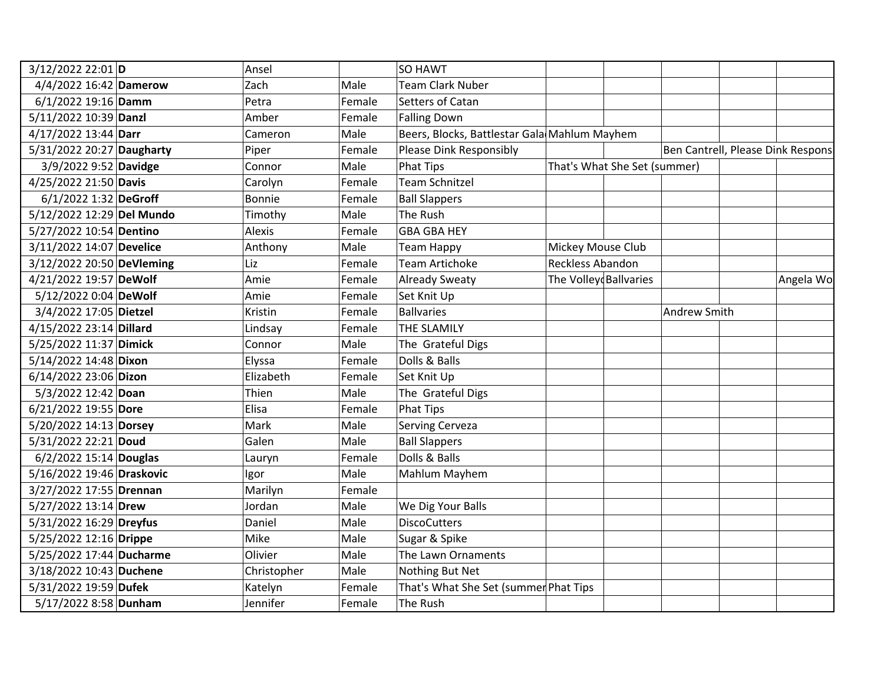| | | | | | | | | | |
|---|---|---|---|---|---|---|---|---|---|
| 3/12/2022 22:01 | **D** | Ansel | | SO HAWT | | | | | |
| 4/4/2022 16:42 | **Damerow** | Zach | Male | Team Clark Nuber | | | | | |
| 6/1/2022 19:16 | **Damm** | Petra | Female | Setters of Catan | | | | | |
| 5/11/2022 10:39 | **Danzl** | Amber | Female | Falling Down | | | | | |
| 4/17/2022 13:44 | **Darr** | Cameron | Male | Beers, Blocks, Battlestar Gala | Mahlum Mayhem | | | | |
| 5/31/2022 20:27 | **Daugharty** | Piper | Female | Please Dink Responsibly | | | Ben Cantrell, Please Dink Respons | | |
| 3/9/2022 9:52 | **Davidge** | Connor | Male | Phat Tips | That's What She Set (summer) | | | | |
| 4/25/2022 21:50 | **Davis** | Carolyn | Female | Team Schnitzel | | | | | |
| 6/1/2022 1:32 | **DeGroff** | Bonnie | Female | Ball Slappers | | | | | |
| 5/12/2022 12:29 | **Del Mundo** | Timothy | Male | The Rush | | | | | |
| 5/27/2022 10:54 | **Dentino** | Alexis | Female | GBA GBA HEY | | | | | |
| 3/11/2022 14:07 | **Develice** | Anthony | Male | Team Happy | Mickey Mouse Club | | | | |
| 3/12/2022 20:50 | **DeVleming** | Liz | Female | Team Artichoke | Reckless Abandon | | | | |
| 4/21/2022 19:57 | **DeWolf** | Amie | Female | Already Sweaty | The Volleyd | Ballvaries | | | Angela Wo |
| 5/12/2022 0:04 | **DeWolf** | Amie | Female | Set Knit Up | | | | | |
| 3/4/2022 17:05 | **Dietzel** | Kristin | Female | Ballvaries | | | Andrew Smith | | |
| 4/15/2022 23:14 | **Dillard** | Lindsay | Female | THE SLAMILY | | | | | |
| 5/25/2022 11:37 | **Dimick** | Connor | Male | The Grateful Digs | | | | | |
| 5/14/2022 14:48 | **Dixon** | Elyssa | Female | Dolls & Balls | | | | | |
| 6/14/2022 23:06 | **Dizon** | Elizabeth | Female | Set Knit Up | | | | | |
| 5/3/2022 12:42 | **Doan** | Thien | Male | The Grateful Digs | | | | | |
| 6/21/2022 19:55 | **Dore** | Elisa | Female | Phat Tips | | | | | |
| 5/20/2022 14:13 | **Dorsey** | Mark | Male | Serving Cerveza | | | | | |
| 5/31/2022 22:21 | **Doud** | Galen | Male | Ball Slappers | | | | | |
| 6/2/2022 15:14 | **Douglas** | Lauryn | Female | Dolls & Balls | | | | | |
| 5/16/2022 19:46 | **Draskovic** | Igor | Male | Mahlum Mayhem | | | | | |
| 3/27/2022 17:55 | **Drennan** | Marilyn | Female | | | | | | |
| 5/27/2022 13:14 | **Drew** | Jordan | Male | We Dig Your Balls | | | | | |
| 5/31/2022 16:29 | **Dreyfus** | Daniel | Male | DiscoCutters | | | | | |
| 5/25/2022 12:16 | **Drippe** | Mike | Male | Sugar & Spike | | | | | |
| 5/25/2022 17:44 | **Ducharme** | Olivier | Male | The Lawn Ornaments | | | | | |
| 3/18/2022 10:43 | **Duchene** | Christopher | Male | Nothing But Net | | | | | |
| 5/31/2022 19:59 | **Dufek** | Katelyn | Female | That's What She Set (summer | Phat Tips | | | | |
| 5/17/2022 8:58 | **Dunham** | Jennifer | Female | The Rush | | | | | |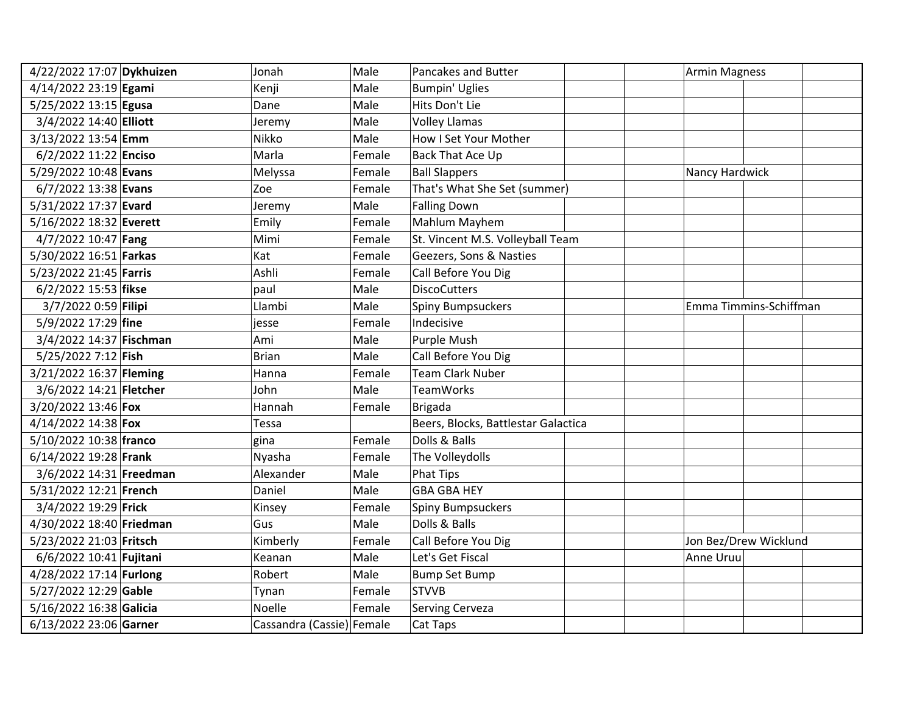| | | | | | | | | | |
|---|---|---|---|---|---|---|---|---|---|
| 4/22/2022 17:07 | **Dykhuizen** | Jonah | Male | Pancakes and Butter | | | Armin Magness | | |
| 4/14/2022 23:19 | **Egami** | Kenji | Male | Bumpin' Uglies | | | | | |
| 5/25/2022 13:15 | **Egusa** | Dane | Male | Hits Don't Lie | | | | | |
| 3/4/2022 14:40 | **Elliott** | Jeremy | Male | Volley Llamas | | | | | |
| 3/13/2022 13:54 | **Emm** | Nikko | Male | How I Set Your Mother | | | | | |
| 6/2/2022 11:22 | **Enciso** | Marla | Female | Back That Ace Up | | | | | |
| 5/29/2022 10:48 | **Evans** | Melyssa | Female | Ball Slappers | | | Nancy Hardwick | | |
| 6/7/2022 13:38 | **Evans** | Zoe | Female | That's What She Set (summer) | | | | | |
| 5/31/2022 17:37 | **Evard** | Jeremy | Male | Falling Down | | | | | |
| 5/16/2022 18:32 | **Everett** | Emily | Female | Mahlum Mayhem | | | | | |
| 4/7/2022 10:47 | **Fang** | Mimi | Female | St. Vincent M.S. Volleyball Team | | | | | |
| 5/30/2022 16:51 | **Farkas** | Kat | Female | Geezers, Sons & Nasties | | | | | |
| 5/23/2022 21:45 | **Farris** | Ashli | Female | Call Before You Dig | | | | | |
| 6/2/2022 15:53 | **fikse** | paul | Male | DiscoCutters | | | | | |
| 3/7/2022 0:59 | **Filipi** | Llambi | Male | Spiny Bumpsuckers | | | Emma Timmins-Schiffman | | |
| 5/9/2022 17:29 | **fine** | jesse | Female | Indecisive | | | | | |
| 3/4/2022 14:37 | **Fischman** | Ami | Male | Purple Mush | | | | | |
| 5/25/2022 7:12 | **Fish** | Brian | Male | Call Before You Dig | | | | | |
| 3/21/2022 16:37 | **Fleming** | Hanna | Female | Team Clark Nuber | | | | | |
| 3/6/2022 14:21 | **Fletcher** | John | Male | TeamWorks | | | | | |
| 3/20/2022 13:46 | **Fox** | Hannah | Female | Brigada | | | | | |
| 4/14/2022 14:38 | **Fox** | Tessa | | Beers, Blocks, Battlestar Galactica | | | | | |
| 5/10/2022 10:38 | **franco** | gina | Female | Dolls & Balls | | | | | |
| 6/14/2022 19:28 | **Frank** | Nyasha | Female | The Volleydolls | | | | | |
| 3/6/2022 14:31 | **Freedman** | Alexander | Male | Phat Tips | | | | | |
| 5/31/2022 12:21 | **French** | Daniel | Male | GBA GBA HEY | | | | | |
| 3/4/2022 19:29 | **Frick** | Kinsey | Female | Spiny Bumpsuckers | | | | | |
| 4/30/2022 18:40 | **Friedman** | Gus | Male | Dolls & Balls | | | | | |
| 5/23/2022 21:03 | **Fritsch** | Kimberly | Female | Call Before You Dig | | | Jon Bez/Drew Wicklund | | |
| 6/6/2022 10:41 | **Fujitani** | Keanan | Male | Let's Get Fiscal | | | Anne Uruu | | |
| 4/28/2022 17:14 | **Furlong** | Robert | Male | Bump Set Bump | | | | | |
| 5/27/2022 12:29 | **Gable** | Tynan | Female | STVVB | | | | | |
| 5/16/2022 16:38 | **Galicia** | Noelle | Female | Serving Cerveza | | | | | |
| 6/13/2022 23:06 | **Garner** | Cassandra (Cassie) | Female | Cat Taps | | | | | |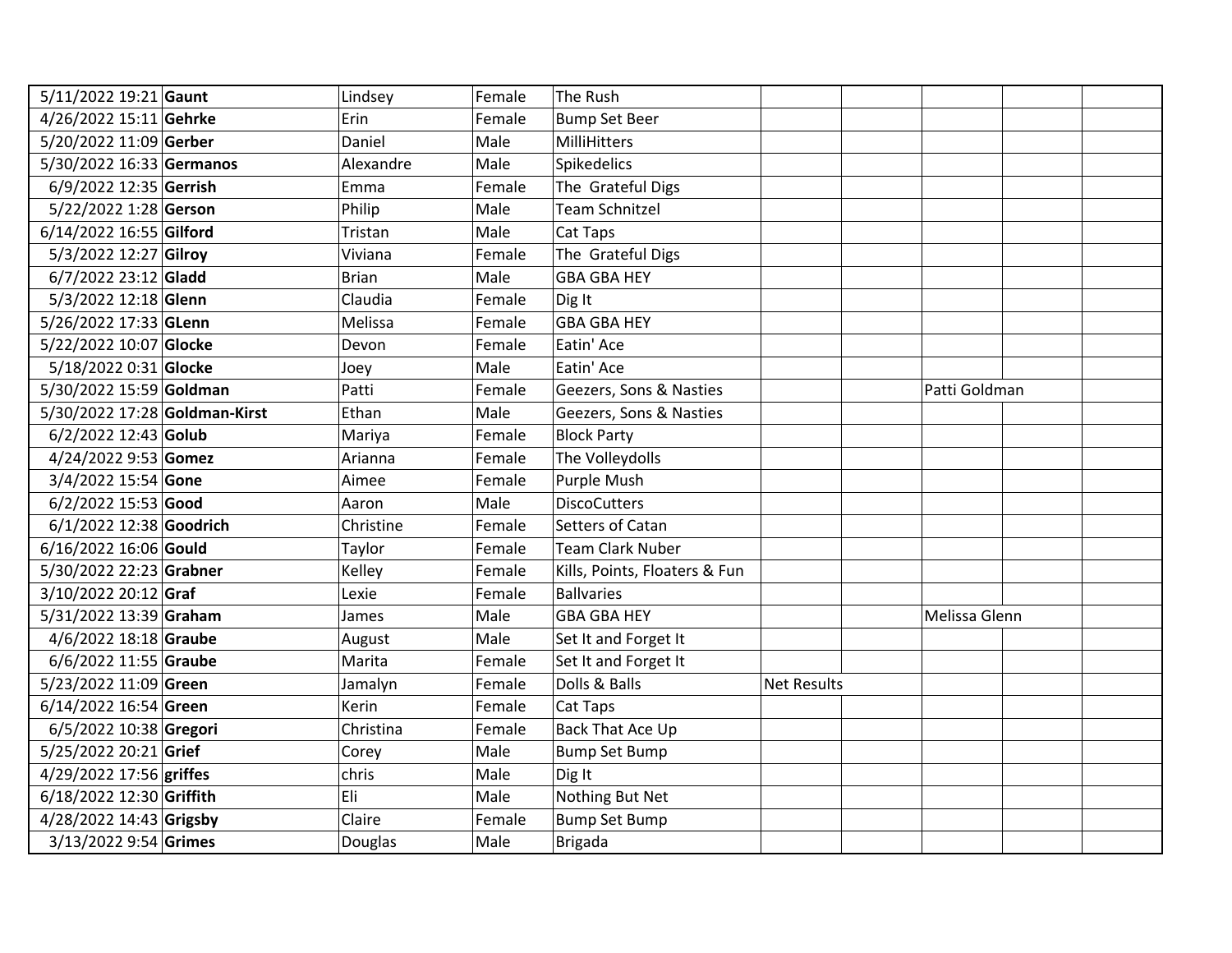| | | | | | | | | | |
|---|---|---|---|---|---|---|---|---|---|
| 5/11/2022 19:21 | **Gaunt** | Lindsey | Female | The Rush | | | | | |
| 4/26/2022 15:11 | **Gehrke** | Erin | Female | Bump Set Beer | | | | | |
| 5/20/2022 11:09 | **Gerber** | Daniel | Male | MilliHitters | | | | | |
| 5/30/2022 16:33 | **Germanos** | Alexandre | Male | Spikedelics | | | | | |
| 6/9/2022 12:35 | **Gerrish** | Emma | Female | The Grateful Digs | | | | | |
| 5/22/2022 1:28 | **Gerson** | Philip | Male | Team Schnitzel | | | | | |
| 6/14/2022 16:55 | **Gilford** | Tristan | Male | Cat Taps | | | | | |
| 5/3/2022 12:27 | **Gilroy** | Viviana | Female | The Grateful Digs | | | | | |
| 6/7/2022 23:12 | **Gladd** | Brian | Male | GBA GBA HEY | | | | | |
| 5/3/2022 12:18 | **Glenn** | Claudia | Female | Dig It | | | | | |
| 5/26/2022 17:33 | **GLenn** | Melissa | Female | GBA GBA HEY | | | | | |
| 5/22/2022 10:07 | **Glocke** | Devon | Female | Eatin' Ace | | | | | |
| 5/18/2022 0:31 | **Glocke** | Joey | Male | Eatin' Ace | | | | | |
| 5/30/2022 15:59 | **Goldman** | Patti | Female | Geezers, Sons & Nasties | | | Patti Goldman | | |
| 5/30/2022 17:28 | **Goldman-Kirst** | Ethan | Male | Geezers, Sons & Nasties | | | | | |
| 6/2/2022 12:43 | **Golub** | Mariya | Female | Block Party | | | | | |
| 4/24/2022 9:53 | **Gomez** | Arianna | Female | The Volleydolls | | | | | |
| 3/4/2022 15:54 | **Gone** | Aimee | Female | Purple Mush | | | | | |
| 6/2/2022 15:53 | **Good** | Aaron | Male | DiscoCutters | | | | | |
| 6/1/2022 12:38 | **Goodrich** | Christine | Female | Setters of Catan | | | | | |
| 6/16/2022 16:06 | **Gould** | Taylor | Female | Team Clark Nuber | | | | | |
| 5/30/2022 22:23 | **Grabner** | Kelley | Female | Kills, Points, Floaters & Fun | | | | | |
| 3/10/2022 20:12 | **Graf** | Lexie | Female | Ballvaries | | | | | |
| 5/31/2022 13:39 | **Graham** | James | Male | GBA GBA HEY | | | Melissa Glenn | | |
| 4/6/2022 18:18 | **Graube** | August | Male | Set It and Forget It | | | | | |
| 6/6/2022 11:55 | **Graube** | Marita | Female | Set It and Forget It | | | | | |
| 5/23/2022 11:09 | **Green** | Jamalyn | Female | Dolls & Balls | Net Results | | | | |
| 6/14/2022 16:54 | **Green** | Kerin | Female | Cat Taps | | | | | |
| 6/5/2022 10:38 | **Gregori** | Christina | Female | Back That Ace Up | | | | | |
| 5/25/2022 20:21 | **Grief** | Corey | Male | Bump Set Bump | | | | | |
| 4/29/2022 17:56 | **griffes** | chris | Male | Dig It | | | | | |
| 6/18/2022 12:30 | **Griffith** | Eli | Male | Nothing But Net | | | | | |
| 4/28/2022 14:43 | **Grigsby** | Claire | Female | Bump Set Bump | | | | | |
| 3/13/2022 9:54 | **Grimes** | Douglas | Male | Brigada | | | | | |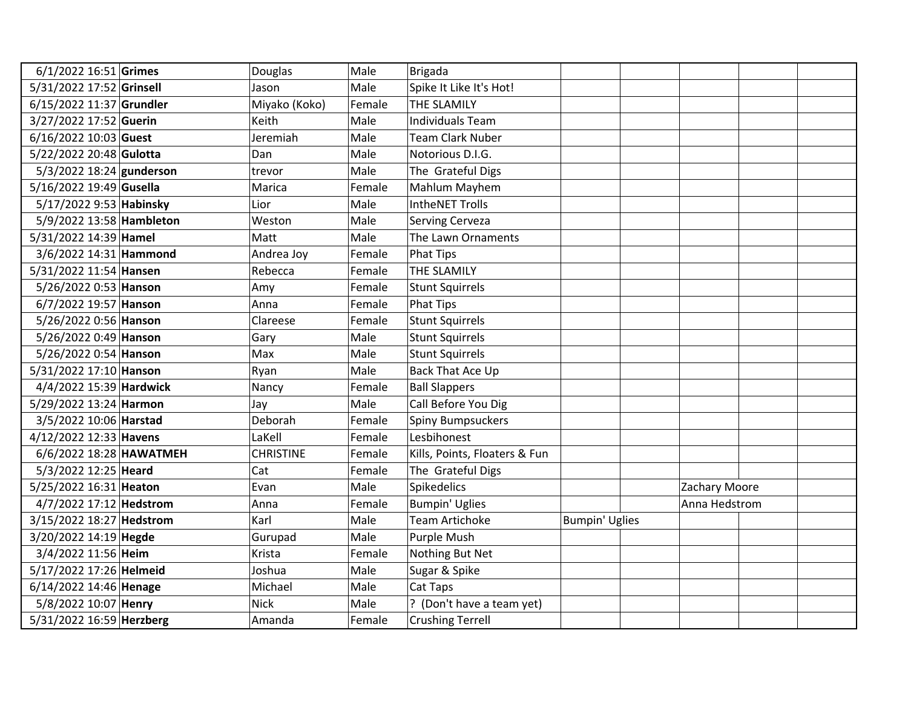| | | | | | | | | | |
|---|---|---|---|---|---|---|---|---|---|
| 6/1/2022 16:51 | **Grimes** | Douglas | Male | Brigada | | | | | |
| 5/31/2022 17:52 | **Grinsell** | Jason | Male | Spike It Like It's Hot! | | | | | |
| 6/15/2022 11:37 | **Grundler** | Miyako (Koko) | Female | THE SLAMILY | | | | | |
| 3/27/2022 17:52 | **Guerin** | Keith | Male | Individuals Team | | | | | |
| 6/16/2022 10:03 | **Guest** | Jeremiah | Male | Team Clark Nuber | | | | | |
| 5/22/2022 20:48 | **Gulotta** | Dan | Male | Notorious D.I.G. | | | | | |
| 5/3/2022 18:24 | **gunderson** | trevor | Male | The Grateful Digs | | | | | |
| 5/16/2022 19:49 | **Gusella** | Marica | Female | Mahlum Mayhem | | | | | |
| 5/17/2022 9:53 | **Habinsky** | Lior | Male | IntheNET Trolls | | | | | |
| 5/9/2022 13:58 | **Hambleton** | Weston | Male | Serving Cerveza | | | | | |
| 5/31/2022 14:39 | **Hamel** | Matt | Male | The Lawn Ornaments | | | | | |
| 3/6/2022 14:31 | **Hammond** | Andrea Joy | Female | Phat Tips | | | | | |
| 5/31/2022 11:54 | **Hansen** | Rebecca | Female | THE SLAMILY | | | | | |
| 5/26/2022 0:53 | **Hanson** | Amy | Female | Stunt Squirrels | | | | | |
| 6/7/2022 19:57 | **Hanson** | Anna | Female | Phat Tips | | | | | |
| 5/26/2022 0:56 | **Hanson** | Clareese | Female | Stunt Squirrels | | | | | |
| 5/26/2022 0:49 | **Hanson** | Gary | Male | Stunt Squirrels | | | | | |
| 5/26/2022 0:54 | **Hanson** | Max | Male | Stunt Squirrels | | | | | |
| 5/31/2022 17:10 | **Hanson** | Ryan | Male | Back That Ace Up | | | | | |
| 4/4/2022 15:39 | **Hardwick** | Nancy | Female | Ball Slappers | | | | | |
| 5/29/2022 13:24 | **Harmon** | Jay | Male | Call Before You Dig | | | | | |
| 3/5/2022 10:06 | **Harstad** | Deborah | Female | Spiny Bumpsuckers | | | | | |
| 4/12/2022 12:33 | **Havens** | LaKell | Female | Lesbihonest | | | | | |
| 6/6/2022 18:28 | **HAWATMEH** | CHRISTINE | Female | Kills, Points, Floaters & Fun | | | | | |
| 5/3/2022 12:25 | **Heard** | Cat | Female | The Grateful Digs | | | | | |
| 5/25/2022 16:31 | **Heaton** | Evan | Male | Spikedelics | | | Zachary Moore | | |
| 4/7/2022 17:12 | **Hedstrom** | Anna | Female | Bumpin' Uglies | | | Anna Hedstrom | | |
| 3/15/2022 18:27 | **Hedstrom** | Karl | Male | Team Artichoke | Bumpin' Uglies | | | | |
| 3/20/2022 14:19 | **Hegde** | Gurupad | Male | Purple Mush | | | | | |
| 3/4/2022 11:56 | **Heim** | Krista | Female | Nothing But Net | | | | | |
| 5/17/2022 17:26 | **Helmeid** | Joshua | Male | Sugar & Spike | | | | | |
| 6/14/2022 14:46 | **Henage** | Michael | Male | Cat Taps | | | | | |
| 5/8/2022 10:07 | **Henry** | Nick | Male | ? (Don't have a team yet) | | | | | |
| 5/31/2022 16:59 | **Herzberg** | Amanda | Female | Crushing Terrell | | | | | |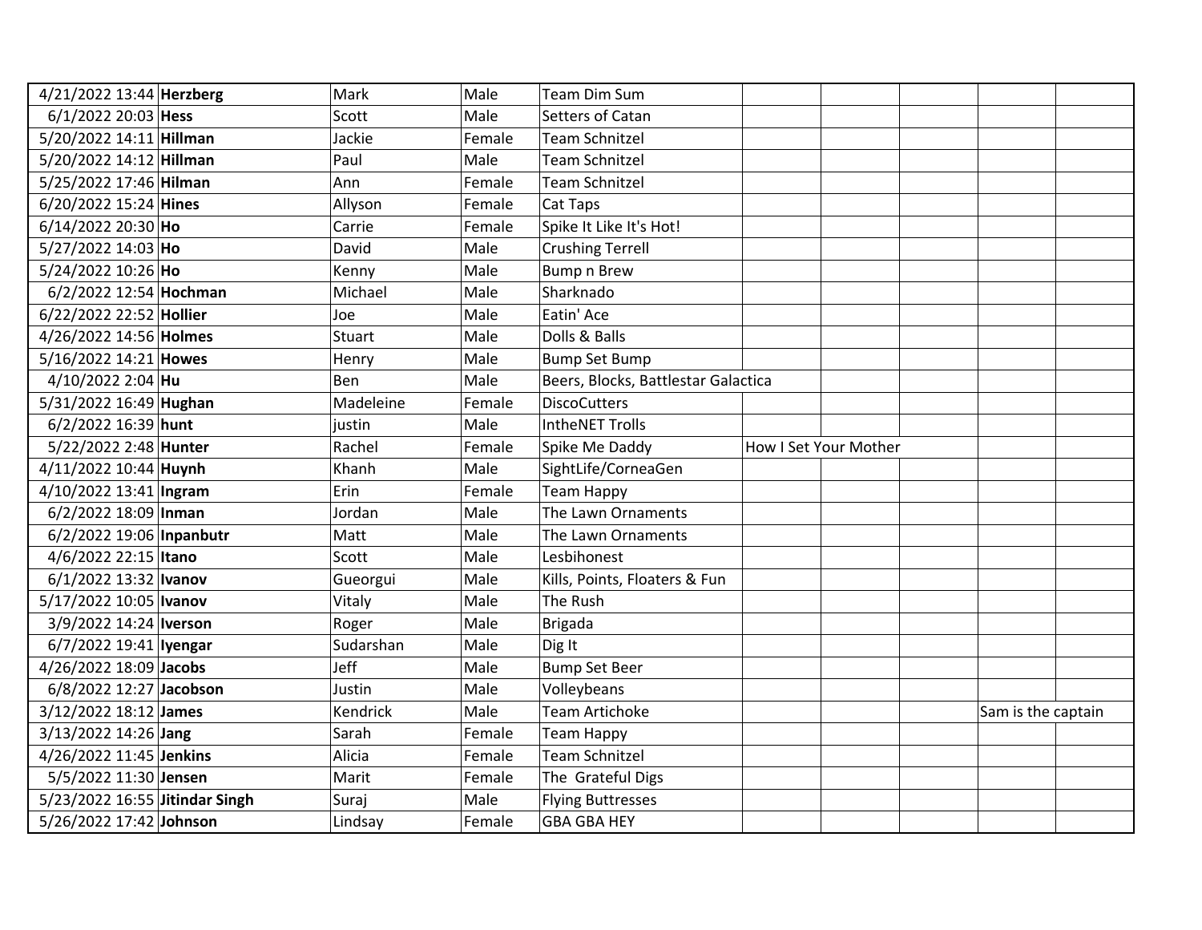| | | | | | | | | | |
|---|---|---|---|---|---|---|---|---|---|
| 4/21/2022 13:44 | **Herzberg** | Mark | Male | Team Dim Sum | | | | | |
| 6/1/2022 20:03 | **Hess** | Scott | Male | Setters of Catan | | | | | |
| 5/20/2022 14:11 | **Hillman** | Jackie | Female | Team Schnitzel | | | | | |
| 5/20/2022 14:12 | **Hillman** | Paul | Male | Team Schnitzel | | | | | |
| 5/25/2022 17:46 | **Hilman** | Ann | Female | Team Schnitzel | | | | | |
| 6/20/2022 15:24 | **Hines** | Allyson | Female | Cat Taps | | | | | |
| 6/14/2022 20:30 | **Ho** | Carrie | Female | Spike It Like It's Hot! | | | | | |
| 5/27/2022 14:03 | **Ho** | David | Male | Crushing Terrell | | | | | |
| 5/24/2022 10:26 | **Ho** | Kenny | Male | Bump n Brew | | | | | |
| 6/2/2022 12:54 | **Hochman** | Michael | Male | Sharknado | | | | | |
| 6/22/2022 22:52 | **Hollier** | Joe | Male | Eatin' Ace | | | | | |
| 4/26/2022 14:56 | **Holmes** | Stuart | Male | Dolls & Balls | | | | | |
| 5/16/2022 14:21 | **Howes** | Henry | Male | Bump Set Bump | | | | | |
| 4/10/2022 2:04 | **Hu** | Ben | Male | Beers, Blocks, Battlestar Galactica | | | | | |
| 5/31/2022 16:49 | **Hughan** | Madeleine | Female | DiscoCutters | | | | | |
| 6/2/2022 16:39 | **hunt** | justin | Male | IntheNET Trolls | | | | | |
| 5/22/2022 2:48 | **Hunter** | Rachel | Female | Spike Me Daddy | How I Set Your Mother | | | | |
| 4/11/2022 10:44 | **Huynh** | Khanh | Male | SightLife/CorneaGen | | | | | |
| 4/10/2022 13:41 | **Ingram** | Erin | Female | Team Happy | | | | | |
| 6/2/2022 18:09 | **Inman** | Jordan | Male | The Lawn Ornaments | | | | | |
| 6/2/2022 19:06 | **Inpanbutr** | Matt | Male | The Lawn Ornaments | | | | | |
| 4/6/2022 22:15 | **Itano** | Scott | Male | Lesbihonest | | | | | |
| 6/1/2022 13:32 | **Ivanov** | Gueorgui | Male | Kills, Points, Floaters & Fun | | | | | |
| 5/17/2022 10:05 | **Ivanov** | Vitaly | Male | The Rush | | | | | |
| 3/9/2022 14:24 | **Iverson** | Roger | Male | Brigada | | | | | |
| 6/7/2022 19:41 | **Iyengar** | Sudarshan | Male | Dig It | | | | | |
| 4/26/2022 18:09 | **Jacobs** | Jeff | Male | Bump Set Beer | | | | | |
| 6/8/2022 12:27 | **Jacobson** | Justin | Male | Volleybeans | | | | | |
| 3/12/2022 18:12 | **James** | Kendrick | Male | Team Artichoke | | | | Sam is the captain | |
| 3/13/2022 14:26 | **Jang** | Sarah | Female | Team Happy | | | | | |
| 4/26/2022 11:45 | **Jenkins** | Alicia | Female | Team Schnitzel | | | | | |
| 5/5/2022 11:30 | **Jensen** | Marit | Female | The Grateful Digs | | | | | |
| 5/23/2022 16:55 | **Jitindar Singh** | Suraj | Male | Flying Buttresses | | | | | |
| 5/26/2022 17:42 | **Johnson** | Lindsay | Female | GBA GBA HEY | | | | | |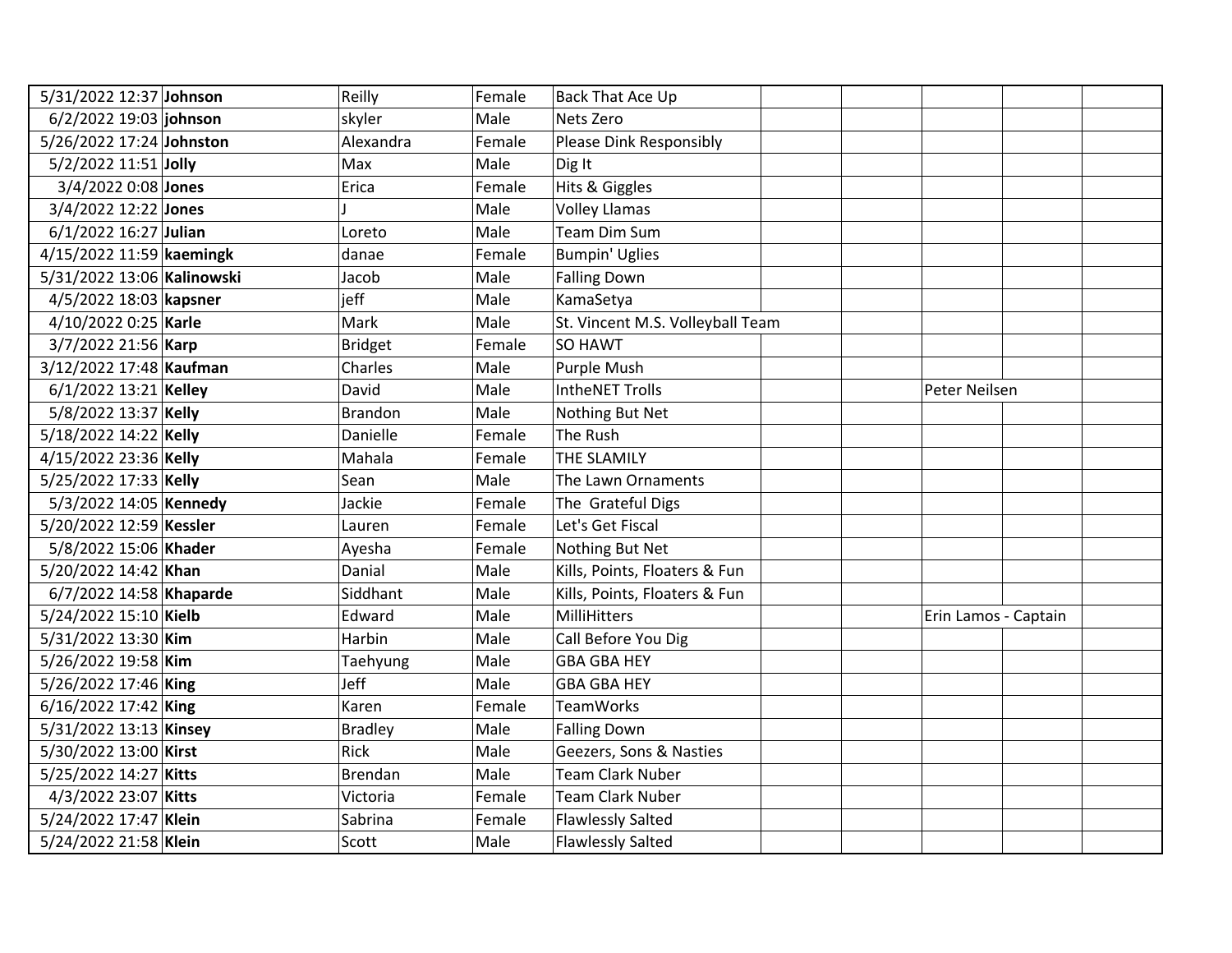| | | | | | | | | | |
|---|---|---|---|---|---|---|---|---|---|
| 5/31/2022 12:37 | **Johnson** | Reilly | Female | Back That Ace Up | | | | | |
| 6/2/2022 19:03 | **johnson** | skyler | Male | Nets Zero | | | | | |
| 5/26/2022 17:24 | **Johnston** | Alexandra | Female | Please Dink Responsibly | | | | | |
| 5/2/2022 11:51 | **Jolly** | Max | Male | Dig It | | | | | |
| 3/4/2022 0:08 | **Jones** | Erica | Female | Hits & Giggles | | | | | |
| 3/4/2022 12:22 | **Jones** | J | Male | Volley Llamas | | | | | |
| 6/1/2022 16:27 | **Julian** | Loreto | Male | Team Dim Sum | | | | | |
| 4/15/2022 11:59 | **kaemingk** | danae | Female | Bumpin' Uglies | | | | | |
| 5/31/2022 13:06 | **Kalinowski** | Jacob | Male | Falling Down | | | | | |
| 4/5/2022 18:03 | **kapsner** | jeff | Male | KamaSetya | | | | | |
| 4/10/2022 0:25 | **Karle** | Mark | Male | St. Vincent M.S. Volleyball Team | | | | | |
| 3/7/2022 21:56 | **Karp** | Bridget | Female | SO HAWT | | | | | |
| 3/12/2022 17:48 | **Kaufman** | Charles | Male | Purple Mush | | | | | |
| 6/1/2022 13:21 | **Kelley** | David | Male | IntheNET Trolls | | | Peter Neilsen | | |
| 5/8/2022 13:37 | **Kelly** | Brandon | Male | Nothing But Net | | | | | |
| 5/18/2022 14:22 | **Kelly** | Danielle | Female | The Rush | | | | | |
| 4/15/2022 23:36 | **Kelly** | Mahala | Female | THE SLAMILY | | | | | |
| 5/25/2022 17:33 | **Kelly** | Sean | Male | The Lawn Ornaments | | | | | |
| 5/3/2022 14:05 | **Kennedy** | Jackie | Female | The  Grateful Digs | | | | | |
| 5/20/2022 12:59 | **Kessler** | Lauren | Female | Let's Get Fiscal | | | | | |
| 5/8/2022 15:06 | **Khader** | Ayesha | Female | Nothing But Net | | | | | |
| 5/20/2022 14:42 | **Khan** | Danial | Male | Kills, Points, Floaters & Fun | | | | | |
| 6/7/2022 14:58 | **Khaparde** | Siddhant | Male | Kills, Points, Floaters & Fun | | | | | |
| 5/24/2022 15:10 | **Kielb** | Edward | Male | MilliHitters | | | Erin Lamos - Captain | | |
| 5/31/2022 13:30 | **Kim** | Harbin | Male | Call Before You Dig | | | | | |
| 5/26/2022 19:58 | **Kim** | Taehyung | Male | GBA GBA HEY | | | | | |
| 5/26/2022 17:46 | **King** | Jeff | Male | GBA GBA HEY | | | | | |
| 6/16/2022 17:42 | **King** | Karen | Female | TeamWorks | | | | | |
| 5/31/2022 13:13 | **Kinsey** | Bradley | Male | Falling Down | | | | | |
| 5/30/2022 13:00 | **Kirst** | Rick | Male | Geezers, Sons & Nasties | | | | | |
| 5/25/2022 14:27 | **Kitts** | Brendan | Male | Team Clark Nuber | | | | | |
| 4/3/2022 23:07 | **Kitts** | Victoria | Female | Team Clark Nuber | | | | | |
| 5/24/2022 17:47 | **Klein** | Sabrina | Female | Flawlessly Salted | | | | | |
| 5/24/2022 21:58 | **Klein** | Scott | Male | Flawlessly Salted | | | | | |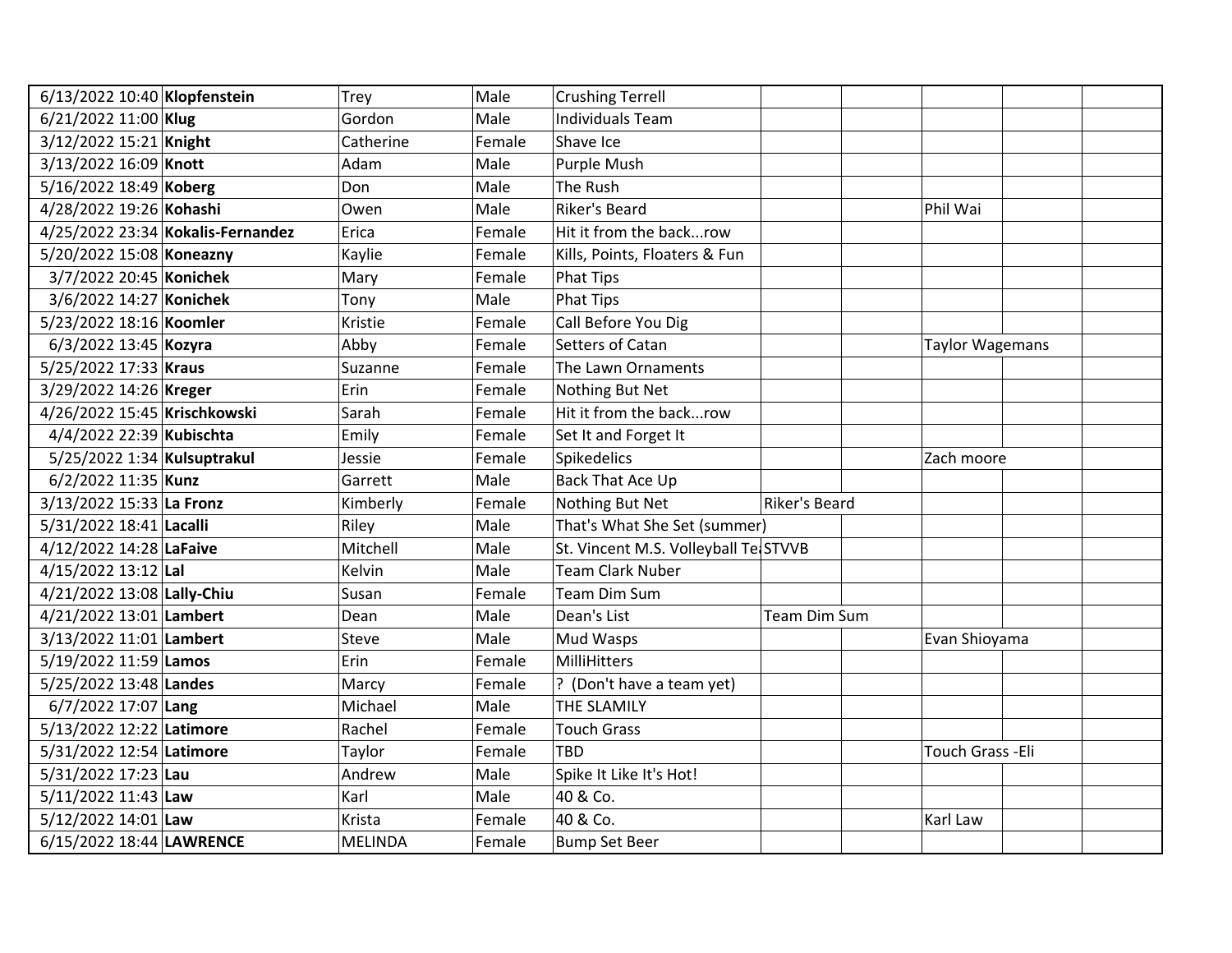| | | | | | | | | | |
|---|---|---|---|---|---|---|---|---|---|
| 6/13/2022 10:40 | **Klopfenstein** | Trey | Male | Crushing Terrell | | | | | |
| 6/21/2022 11:00 | **Klug** | Gordon | Male | Individuals Team | | | | | |
| 3/12/2022 15:21 | **Knight** | Catherine | Female | Shave Ice | | | | | |
| 3/13/2022 16:09 | **Knott** | Adam | Male | Purple Mush | | | | | |
| 5/16/2022 18:49 | **Koberg** | Don | Male | The Rush | | | | | |
| 4/28/2022 19:26 | **Kohashi** | Owen | Male | Riker's Beard | | | Phil Wai | | |
| 4/25/2022 23:34 | **Kokalis-Fernandez** | Erica | Female | Hit it from the back...row | | | | | |
| 5/20/2022 15:08 | **Koneazny** | Kaylie | Female | Kills, Points, Floaters & Fun | | | | | |
| 3/7/2022 20:45 | **Konichek** | Mary | Female | Phat Tips | | | | | |
| 3/6/2022 14:27 | **Konichek** | Tony | Male | Phat Tips | | | | | |
| 5/23/2022 18:16 | **Koomler** | Kristie | Female | Call Before You Dig | | | | | |
| 6/3/2022 13:45 | **Kozyra** | Abby | Female | Setters of Catan | | | Taylor Wagemans | | |
| 5/25/2022 17:33 | **Kraus** | Suzanne | Female | The Lawn Ornaments | | | | | |
| 3/29/2022 14:26 | **Kreger** | Erin | Female | Nothing But Net | | | | | |
| 4/26/2022 15:45 | **Krischkowski** | Sarah | Female | Hit it from the back...row | | | | | |
| 4/4/2022 22:39 | **Kubischta** | Emily | Female | Set It and Forget It | | | | | |
| 5/25/2022 1:34 | **Kulsuptrakul** | Jessie | Female | Spikedelics | | | Zach moore | | |
| 6/2/2022 11:35 | **Kunz** | Garrett | Male | Back That Ace Up | | | | | |
| 3/13/2022 15:33 | **La Fronz** | Kimberly | Female | Nothing But Net | Riker's Beard | | | | |
| 5/31/2022 18:41 | **Lacalli** | Riley | Male | That's What She Set (summer) | | | | | |
| 4/12/2022 14:28 | **LaFaive** | Mitchell | Male | St. Vincent M.S. Volleyball Te | STVVB | | | | |
| 4/15/2022 13:12 | **Lal** | Kelvin | Male | Team Clark Nuber | | | | | |
| 4/21/2022 13:08 | **Lally-Chiu** | Susan | Female | Team Dim Sum | | | | | |
| 4/21/2022 13:01 | **Lambert** | Dean | Male | Dean's List | Team Dim Sum | | | | |
| 3/13/2022 11:01 | **Lambert** | Steve | Male | Mud Wasps | | | Evan Shioyama | | |
| 5/19/2022 11:59 | **Lamos** | Erin | Female | MilliHitters | | | | | |
| 5/25/2022 13:48 | **Landes** | Marcy | Female | ? (Don't have a team yet) | | | | | |
| 6/7/2022 17:07 | **Lang** | Michael | Male | THE SLAMILY | | | | | |
| 5/13/2022 12:22 | **Latimore** | Rachel | Female | Touch Grass | | | | | |
| 5/31/2022 12:54 | **Latimore** | Taylor | Female | TBD | | | Touch Grass -Eli | | |
| 5/31/2022 17:23 | **Lau** | Andrew | Male | Spike It Like It's Hot! | | | | | |
| 5/11/2022 11:43 | **Law** | Karl | Male | 40 & Co. | | | | | |
| 5/12/2022 14:01 | **Law** | Krista | Female | 40 & Co. | | | Karl Law | | |
| 6/15/2022 18:44 | **LAWRENCE** | MELINDA | Female | Bump Set Beer | | | | | |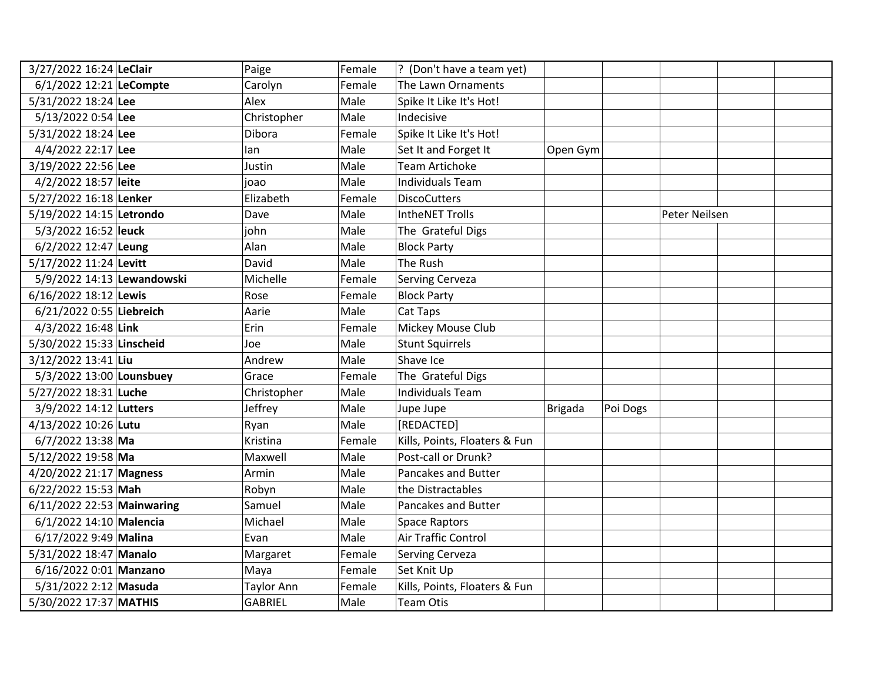| | | | | | | | | | |
|---|---|---|---|---|---|---|---|---|---|
| 3/27/2022 16:24 | **LeClair** | Paige | Female | ? (Don't have a team yet) | | | | | |
| 6/1/2022 12:21 | **LeCompte** | Carolyn | Female | The Lawn Ornaments | | | | | |
| 5/31/2022 18:24 | **Lee** | Alex | Male | Spike It Like It's Hot! | | | | | |
| 5/13/2022 0:54 | **Lee** | Christopher | Male | Indecisive | | | | | |
| 5/31/2022 18:24 | **Lee** | Dibora | Female | Spike It Like It's Hot! | | | | | |
| 4/4/2022 22:17 | **Lee** | Ian | Male | Set It and Forget It | Open Gym | | | | |
| 3/19/2022 22:56 | **Lee** | Justin | Male | Team Artichoke | | | | | |
| 4/2/2022 18:57 | **leite** | joao | Male | Individuals Team | | | | | |
| 5/27/2022 16:18 | **Lenker** | Elizabeth | Female | DiscoCutters | | | | | |
| 5/19/2022 14:15 | **Letrondo** | Dave | Male | IntheNET Trolls | | | Peter Neilsen | | |
| 5/3/2022 16:52 | **leuck** | john | Male | The Grateful Digs | | | | | |
| 6/2/2022 12:47 | **Leung** | Alan | Male | Block Party | | | | | |
| 5/17/2022 11:24 | **Levitt** | David | Male | The Rush | | | | | |
| 5/9/2022 14:13 | **Lewandowski** | Michelle | Female | Serving Cerveza | | | | | |
| 6/16/2022 18:12 | **Lewis** | Rose | Female | Block Party | | | | | |
| 6/21/2022 0:55 | **Liebreich** | Aarie | Male | Cat Taps | | | | | |
| 4/3/2022 16:48 | **Link** | Erin | Female | Mickey Mouse Club | | | | | |
| 5/30/2022 15:33 | **Linscheid** | Joe | Male | Stunt Squirrels | | | | | |
| 3/12/2022 13:41 | **Liu** | Andrew | Male | Shave Ice | | | | | |
| 5/3/2022 13:00 | **Lounsbuey** | Grace | Female | The Grateful Digs | | | | | |
| 5/27/2022 18:31 | **Luche** | Christopher | Male | Individuals Team | | | | | |
| 3/9/2022 14:12 | **Lutters** | Jeffrey | Male | Jupe Jupe | Brigada | Poi Dogs | | | |
| 4/13/2022 10:26 | **Lutu** | Ryan | Male | [REDACTED] | | | | | |
| 6/7/2022 13:38 | **Ma** | Kristina | Female | Kills, Points, Floaters & Fun | | | | | |
| 5/12/2022 19:58 | **Ma** | Maxwell | Male | Post-call or Drunk? | | | | | |
| 4/20/2022 21:17 | **Magness** | Armin | Male | Pancakes and Butter | | | | | |
| 6/22/2022 15:53 | **Mah** | Robyn | Male | the Distractables | | | | | |
| 6/11/2022 22:53 | **Mainwaring** | Samuel | Male | Pancakes and Butter | | | | | |
| 6/1/2022 14:10 | **Malencia** | Michael | Male | Space Raptors | | | | | |
| 6/17/2022 9:49 | **Malina** | Evan | Male | Air Traffic Control | | | | | |
| 5/31/2022 18:47 | **Manalo** | Margaret | Female | Serving Cerveza | | | | | |
| 6/16/2022 0:01 | **Manzano** | Maya | Female | Set Knit Up | | | | | |
| 5/31/2022 2:12 | **Masuda** | Taylor Ann | Female | Kills, Points, Floaters & Fun | | | | | |
| 5/30/2022 17:37 | **MATHIS** | GABRIEL | Male | Team Otis | | | | | |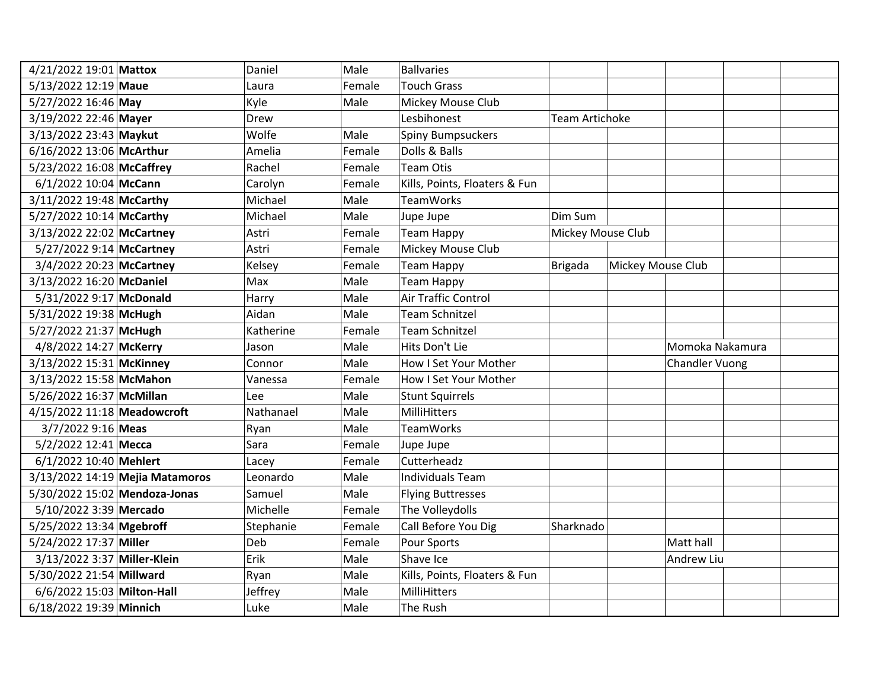| | | | | | | | | | |
|---|---|---|---|---|---|---|---|---|---|
| 4/21/2022 19:01 | **Mattox** | Daniel | Male | Ballvaries | | | | | |
| 5/13/2022 12:19 | **Maue** | Laura | Female | Touch Grass | | | | | |
| 5/27/2022 16:46 | **May** | Kyle | Male | Mickey Mouse Club | | | | | |
| 3/19/2022 22:46 | **Mayer** | Drew | | Lesbihonest | Team Artichoke | | | | |
| 3/13/2022 23:43 | **Maykut** | Wolfe | Male | Spiny Bumpsuckers | | | | | |
| 6/16/2022 13:06 | **McArthur** | Amelia | Female | Dolls & Balls | | | | | |
| 5/23/2022 16:08 | **McCaffrey** | Rachel | Female | Team Otis | | | | | |
| 6/1/2022 10:04 | **McCann** | Carolyn | Female | Kills, Points, Floaters & Fun | | | | | |
| 3/11/2022 19:48 | **McCarthy** | Michael | Male | TeamWorks | | | | | |
| 5/27/2022 10:14 | **McCarthy** | Michael | Male | Jupe Jupe | Dim Sum | | | | |
| 3/13/2022 22:02 | **McCartney** | Astri | Female | Team Happy | Mickey Mouse Club | | | | |
| 5/27/2022 9:14 | **McCartney** | Astri | Female | Mickey Mouse Club | | | | | |
| 3/4/2022 20:23 | **McCartney** | Kelsey | Female | Team Happy | Brigada | Mickey Mouse Club | | | |
| 3/13/2022 16:20 | **McDaniel** | Max | Male | Team Happy | | | | | |
| 5/31/2022 9:17 | **McDonald** | Harry | Male | Air Traffic Control | | | | | |
| 5/31/2022 19:38 | **McHugh** | Aidan | Male | Team Schnitzel | | | | | |
| 5/27/2022 21:37 | **McHugh** | Katherine | Female | Team Schnitzel | | | | | |
| 4/8/2022 14:27 | **McKerry** | Jason | Male | Hits Don't Lie | | | Momoka Nakamura | | |
| 3/13/2022 15:31 | **McKinney** | Connor | Male | How I Set Your Mother | | | Chandler Vuong | | |
| 3/13/2022 15:58 | **McMahon** | Vanessa | Female | How I Set Your Mother | | | | | |
| 5/26/2022 16:37 | **McMillan** | Lee | Male | Stunt Squirrels | | | | | |
| 4/15/2022 11:18 | **Meadowcroft** | Nathanael | Male | MilliHitters | | | | | |
| 3/7/2022 9:16 | **Meas** | Ryan | Male | TeamWorks | | | | | |
| 5/2/2022 12:41 | **Mecca** | Sara | Female | Jupe Jupe | | | | | |
| 6/1/2022 10:40 | **Mehlert** | Lacey | Female | Cutterheadz | | | | | |
| 3/13/2022 14:19 | **Mejia Matamoros** | Leonardo | Male | Individuals Team | | | | | |
| 5/30/2022 15:02 | **Mendoza-Jonas** | Samuel | Male | Flying Buttresses | | | | | |
| 5/10/2022 3:39 | **Mercado** | Michelle | Female | The Volleydolls | | | | | |
| 5/25/2022 13:34 | **Mgebroff** | Stephanie | Female | Call Before You Dig | Sharknado | | | | |
| 5/24/2022 17:37 | **Miller** | Deb | Female | Pour Sports | | | Matt hall | | |
| 3/13/2022 3:37 | **Miller-Klein** | Erik | Male | Shave Ice | | | Andrew Liu | | |
| 5/30/2022 21:54 | **Millward** | Ryan | Male | Kills, Points, Floaters & Fun | | | | | |
| 6/6/2022 15:03 | **Milton-Hall** | Jeffrey | Male | MilliHitters | | | | | |
| 6/18/2022 19:39 | **Minnich** | Luke | Male | The Rush | | | | | |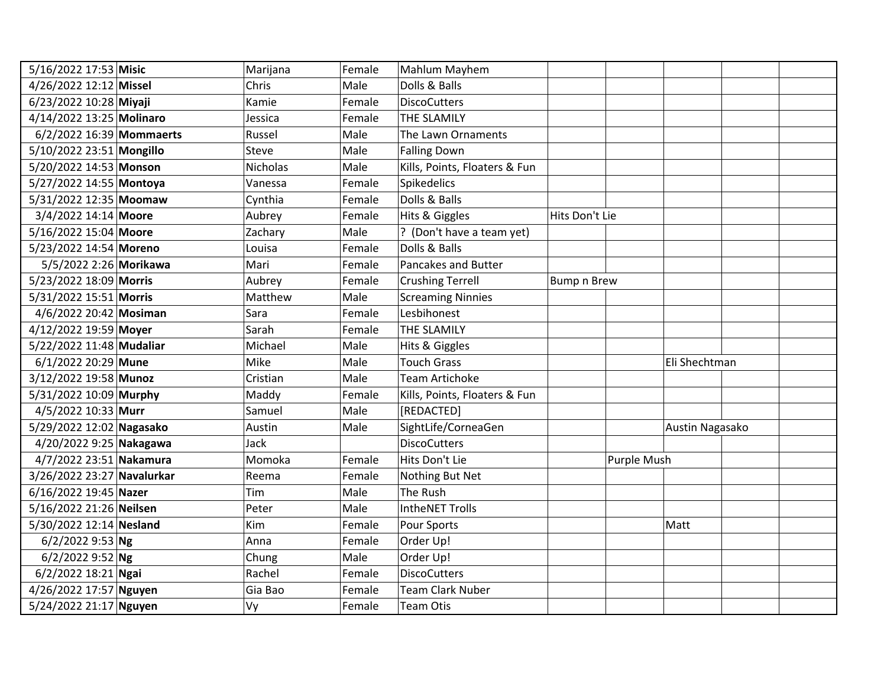| | | | | | | | | | | |
|---|---|---|---|---|---|---|---|---|---|---|
| 5/16/2022 17:53 | **Misic** | Marijana | Female | Mahlum Mayhem | | | | | |
| 4/26/2022 12:12 | **Missel** | Chris | Male | Dolls & Balls | | | | | |
| 6/23/2022 10:28 | **Miyaji** | Kamie | Female | DiscoCutters | | | | | |
| 4/14/2022 13:25 | **Molinaro** | Jessica | Female | THE SLAMILY | | | | | |
| 6/2/2022 16:39 | **Mommaerts** | Russel | Male | The Lawn Ornaments | | | | | |
| 5/10/2022 23:51 | **Mongillo** | Steve | Male | Falling Down | | | | | |
| 5/20/2022 14:53 | **Monson** | Nicholas | Male | Kills, Points, Floaters & Fun | | | | | |
| 5/27/2022 14:55 | **Montoya** | Vanessa | Female | Spikedelics | | | | | |
| 5/31/2022 12:35 | **Moomaw** | Cynthia | Female | Dolls & Balls | | | | | |
| 3/4/2022 14:14 | **Moore** | Aubrey | Female | Hits & Giggles | Hits Don't Lie | | | | |
| 5/16/2022 15:04 | **Moore** | Zachary | Male | ? (Don't have a team yet) | | | | | |
| 5/23/2022 14:54 | **Moreno** | Louisa | Female | Dolls & Balls | | | | | |
| 5/5/2022 2:26 | **Morikawa** | Mari | Female | Pancakes and Butter | | | | | |
| 5/23/2022 18:09 | **Morris** | Aubrey | Female | Crushing Terrell | Bump n Brew | | | | |
| 5/31/2022 15:51 | **Morris** | Matthew | Male | Screaming Ninnies | | | | | |
| 4/6/2022 20:42 | **Mosiman** | Sara | Female | Lesbihonest | | | | | |
| 4/12/2022 19:59 | **Moyer** | Sarah | Female | THE SLAMILY | | | | | |
| 5/22/2022 11:48 | **Mudaliar** | Michael | Male | Hits & Giggles | | | | | |
| 6/1/2022 20:29 | **Mune** | Mike | Male | Touch Grass | | | Eli Shechtman | | |
| 3/12/2022 19:58 | **Munoz** | Cristian | Male | Team Artichoke | | | | | |
| 5/31/2022 10:09 | **Murphy** | Maddy | Female | Kills, Points, Floaters & Fun | | | | | |
| 4/5/2022 10:33 | **Murr** | Samuel | Male | [REDACTED] | | | | | |
| 5/29/2022 12:02 | **Nagasako** | Austin | Male | SightLife/CorneaGen | | | Austin Nagasako | | |
| 4/20/2022 9:25 | **Nakagawa** | Jack | | DiscoCutters | | | | | |
| 4/7/2022 23:51 | **Nakamura** | Momoka | Female | Hits Don't Lie | | Purple Mush | | | |
| 3/26/2022 23:27 | **Navalurkar** | Reema | Female | Nothing But Net | | | | | |
| 6/16/2022 19:45 | **Nazer** | Tim | Male | The Rush | | | | | |
| 5/16/2022 21:26 | **Neilsen** | Peter | Male | IntheNET Trolls | | | | | |
| 5/30/2022 12:14 | **Nesland** | Kim | Female | Pour Sports | | | Matt | | |
| 6/2/2022 9:53 | **Ng** | Anna | Female | Order Up! | | | | | |
| 6/2/2022 9:52 | **Ng** | Chung | Male | Order Up! | | | | | |
| 6/2/2022 18:21 | **Ngai** | Rachel | Female | DiscoCutters | | | | | |
| 4/26/2022 17:57 | **Nguyen** | Gia Bao | Female | Team Clark Nuber | | | | | |
| 5/24/2022 21:17 | **Nguyen** | Vy | Female | Team Otis | | | | | |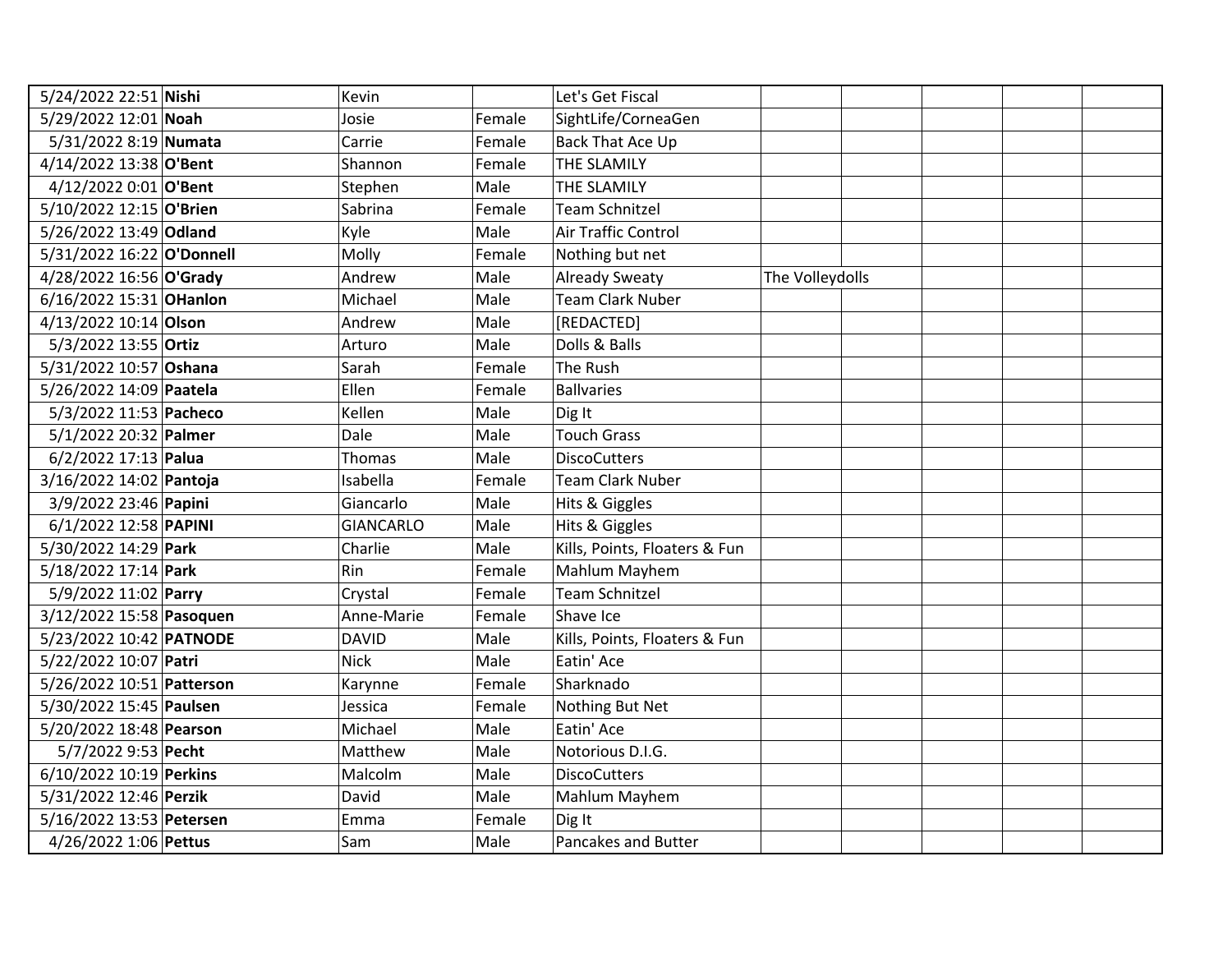| | | | | | | | | | | |
|---|---|---|---|---|---|---|---|---|---|---|
| 5/24/2022 22:51 | **Nishi** | Kevin | | Let's Get Fiscal | | | | | | |
| 5/29/2022 12:01 | **Noah** | Josie | Female | SightLife/CorneaGen | | | | | | |
| 5/31/2022 8:19 | **Numata** | Carrie | Female | Back That Ace Up | | | | | | |
| 4/14/2022 13:38 | **O'Bent** | Shannon | Female | THE SLAMILY | | | | | | |
| 4/12/2022 0:01 | **O'Bent** | Stephen | Male | THE SLAMILY | | | | | | |
| 5/10/2022 12:15 | **O'Brien** | Sabrina | Female | Team Schnitzel | | | | | | |
| 5/26/2022 13:49 | **Odland** | Kyle | Male | Air Traffic Control | | | | | | |
| 5/31/2022 16:22 | **O'Donnell** | Molly | Female | Nothing but net | | | | | | |
| 4/28/2022 16:56 | **O'Grady** | Andrew | Male | Already Sweaty | The Volleydolls | | | | | |
| 6/16/2022 15:31 | **OHanlon** | Michael | Male | Team Clark Nuber | | | | | | |
| 4/13/2022 10:14 | **Olson** | Andrew | Male | [REDACTED] | | | | | | |
| 5/3/2022 13:55 | **Ortiz** | Arturo | Male | Dolls & Balls | | | | | | |
| 5/31/2022 10:57 | **Oshana** | Sarah | Female | The Rush | | | | | | |
| 5/26/2022 14:09 | **Paatela** | Ellen | Female | Ballvaries | | | | | | |
| 5/3/2022 11:53 | **Pacheco** | Kellen | Male | Dig It | | | | | | |
| 5/1/2022 20:32 | **Palmer** | Dale | Male | Touch Grass | | | | | | |
| 6/2/2022 17:13 | **Palua** | Thomas | Male | DiscoCutters | | | | | | |
| 3/16/2022 14:02 | **Pantoja** | Isabella | Female | Team Clark Nuber | | | | | | |
| 3/9/2022 23:46 | **Papini** | Giancarlo | Male | Hits & Giggles | | | | | | |
| 6/1/2022 12:58 | **PAPINI** | GIANCARLO | Male | Hits & Giggles | | | | | | |
| 5/30/2022 14:29 | **Park** | Charlie | Male | Kills, Points, Floaters & Fun | | | | | | |
| 5/18/2022 17:14 | **Park** | Rin | Female | Mahlum Mayhem | | | | | | |
| 5/9/2022 11:02 | **Parry** | Crystal | Female | Team Schnitzel | | | | | | |
| 3/12/2022 15:58 | **Pasoquen** | Anne-Marie | Female | Shave Ice | | | | | | |
| 5/23/2022 10:42 | **PATNODE** | DAVID | Male | Kills, Points, Floaters & Fun | | | | | | |
| 5/22/2022 10:07 | **Patri** | Nick | Male | Eatin' Ace | | | | | | |
| 5/26/2022 10:51 | **Patterson** | Karynne | Female | Sharknado | | | | | | |
| 5/30/2022 15:45 | **Paulsen** | Jessica | Female | Nothing But Net | | | | | | |
| 5/20/2022 18:48 | **Pearson** | Michael | Male | Eatin' Ace | | | | | | |
| 5/7/2022 9:53 | **Pecht** | Matthew | Male | Notorious D.I.G. | | | | | | |
| 6/10/2022 10:19 | **Perkins** | Malcolm | Male | DiscoCutters | | | | | | |
| 5/31/2022 12:46 | **Perzik** | David | Male | Mahlum Mayhem | | | | | | |
| 5/16/2022 13:53 | **Petersen** | Emma | Female | Dig It | | | | | | |
| 4/26/2022 1:06 | **Pettus** | Sam | Male | Pancakes and Butter | | | | | | |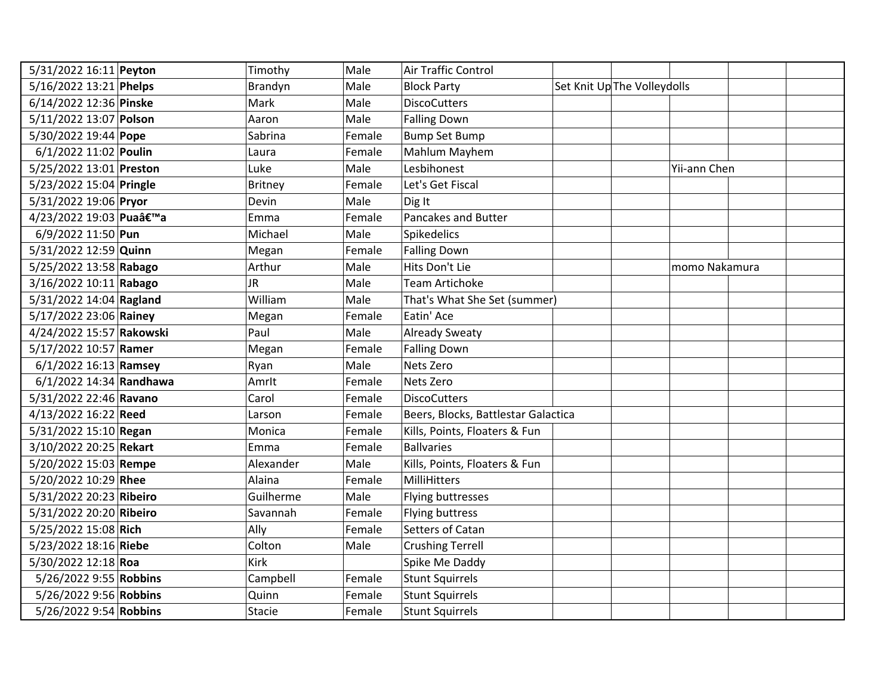| | | | | | | | | | |
|---|---|---|---|---|---|---|---|---|---|
| 5/31/2022 16:11 | **Peyton** | Timothy | Male | Air Traffic Control | | | | | |
| 5/16/2022 13:21 | **Phelps** | Brandyn | Male | Block Party | Set Knit Up | The Volleydolls | | | |
| 6/14/2022 12:36 | **Pinske** | Mark | Male | DiscoCutters | | | | | |
| 5/11/2022 13:07 | **Polson** | Aaron | Male | Falling Down | | | | | |
| 5/30/2022 19:44 | **Pope** | Sabrina | Female | Bump Set Bump | | | | | |
| 6/1/2022 11:02 | **Poulin** | Laura | Female | Mahlum Mayhem | | | | | |
| 5/25/2022 13:01 | **Preston** | Luke | Male | Lesbihonest | | | Yii-ann Chen | | |
| 5/23/2022 15:04 | **Pringle** | Britney | Female | Let's Get Fiscal | | | | | |
| 5/31/2022 19:06 | **Pryor** | Devin | Male | Dig It | | | | | |
| 4/23/2022 19:03 | **Puaâ€™a** | Emma | Female | Pancakes and Butter | | | | | |
| 6/9/2022 11:50 | **Pun** | Michael | Male | Spikedelics | | | | | |
| 5/31/2022 12:59 | **Quinn** | Megan | Female | Falling Down | | | | | |
| 5/25/2022 13:58 | **Rabago** | Arthur | Male | Hits Don't Lie | | | momo Nakamura | | |
| 3/16/2022 10:11 | **Rabago** | JR | Male | Team Artichoke | | | | | |
| 5/31/2022 14:04 | **Ragland** | William | Male | That's What She Set (summer) | | | | | |
| 5/17/2022 23:06 | **Rainey** | Megan | Female | Eatin' Ace | | | | | |
| 4/24/2022 15:57 | **Rakowski** | Paul | Male | Already Sweaty | | | | | |
| 5/17/2022 10:57 | **Ramer** | Megan | Female | Falling Down | | | | | |
| 6/1/2022 16:13 | **Ramsey** | Ryan | Male | Nets Zero | | | | | |
| 6/1/2022 14:34 | **Randhawa** | AmrIt | Female | Nets Zero | | | | | |
| 5/31/2022 22:46 | **Ravano** | Carol | Female | DiscoCutters | | | | | |
| 4/13/2022 16:22 | **Reed** | Larson | Female | Beers, Blocks, Battlestar Galactica | | | | | |
| 5/31/2022 15:10 | **Regan** | Monica | Female | Kills, Points, Floaters & Fun | | | | | |
| 3/10/2022 20:25 | **Rekart** | Emma | Female | Ballvaries | | | | | |
| 5/20/2022 15:03 | **Rempe** | Alexander | Male | Kills, Points, Floaters & Fun | | | | | |
| 5/20/2022 10:29 | **Rhee** | Alaina | Female | MilliHitters | | | | | |
| 5/31/2022 20:23 | **Ribeiro** | Guilherme | Male | Flying buttresses | | | | | |
| 5/31/2022 20:20 | **Ribeiro** | Savannah | Female | Flying buttress | | | | | |
| 5/25/2022 15:08 | **Rich** | Ally | Female | Setters of Catan | | | | | |
| 5/23/2022 18:16 | **Riebe** | Colton | Male | Crushing Terrell | | | | | |
| 5/30/2022 12:18 | **Roa** | Kirk | | Spike Me Daddy | | | | | |
| 5/26/2022 9:55 | **Robbins** | Campbell | Female | Stunt Squirrels | | | | | |
| 5/26/2022 9:56 | **Robbins** | Quinn | Female | Stunt Squirrels | | | | | |
| 5/26/2022 9:54 | **Robbins** | Stacie | Female | Stunt Squirrels | | | | | |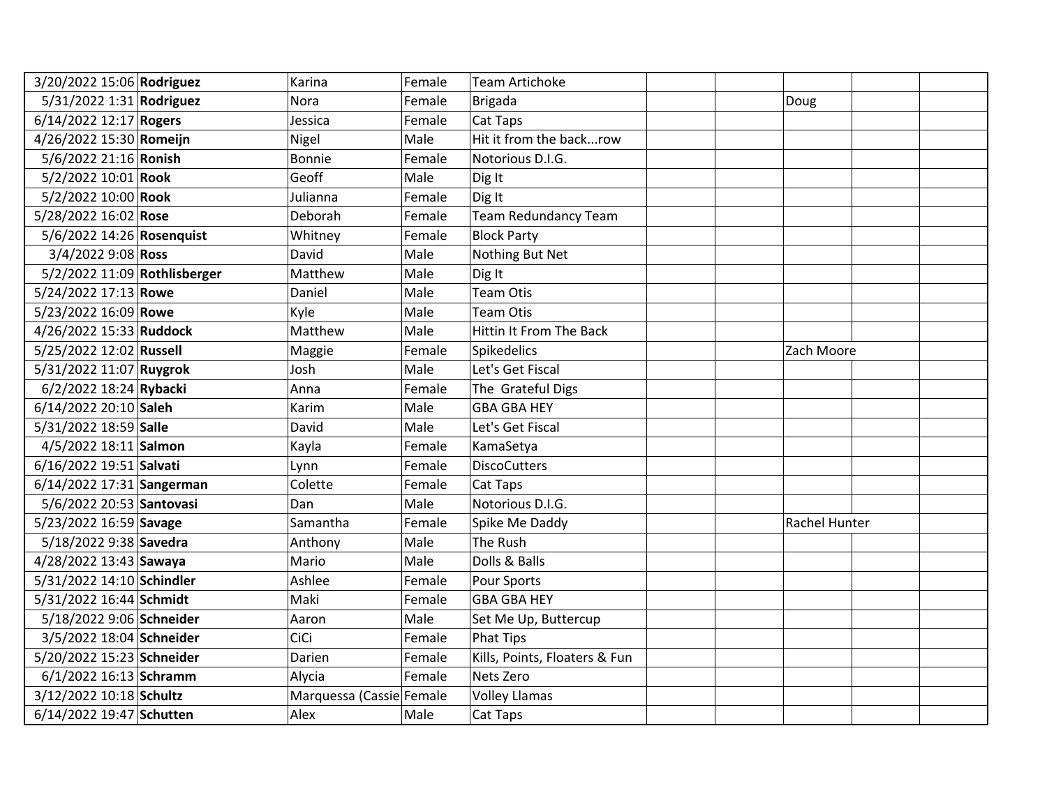| | | | | | | | | | |
|---|---|---|---|---|---|---|---|---|---|
| 3/20/2022 15:06 | **Rodriguez** | Karina | Female | Team Artichoke | | | | | |
| 5/31/2022 1:31 | **Rodriguez** | Nora | Female | Brigada | | | Doug | | |
| 6/14/2022 12:17 | **Rogers** | Jessica | Female | Cat Taps | | | | | |
| 4/26/2022 15:30 | **Romeijn** | Nigel | Male | Hit it from the back...row | | | | | |
| 5/6/2022 21:16 | **Ronish** | Bonnie | Female | Notorious D.I.G. | | | | | |
| 5/2/2022 10:01 | **Rook** | Geoff | Male | Dig It | | | | | |
| 5/2/2022 10:00 | **Rook** | Julianna | Female | Dig It | | | | | |
| 5/28/2022 16:02 | **Rose** | Deborah | Female | Team Redundancy Team | | | | | |
| 5/6/2022 14:26 | **Rosenquist** | Whitney | Female | Block Party | | | | | |
| 3/4/2022 9:08 | **Ross** | David | Male | Nothing But Net | | | | | |
| 5/2/2022 11:09 | **Rothlisberger** | Matthew | Male | Dig It | | | | | |
| 5/24/2022 17:13 | **Rowe** | Daniel | Male | Team Otis | | | | | |
| 5/23/2022 16:09 | **Rowe** | Kyle | Male | Team Otis | | | | | |
| 4/26/2022 15:33 | **Ruddock** | Matthew | Male | Hittin It From The Back | | | | | |
| 5/25/2022 12:02 | **Russell** | Maggie | Female | Spikedelics | | | Zach Moore | | |
| 5/31/2022 11:07 | **Ruygrok** | Josh | Male | Let's Get Fiscal | | | | | |
| 6/2/2022 18:24 | **Rybacki** | Anna | Female | The Grateful Digs | | | | | |
| 6/14/2022 20:10 | **Saleh** | Karim | Male | GBA GBA HEY | | | | | |
| 5/31/2022 18:59 | **Salle** | David | Male | Let's Get Fiscal | | | | | |
| 4/5/2022 18:11 | **Salmon** | Kayla | Female | KamaSetya | | | | | |
| 6/16/2022 19:51 | **Salvati** | Lynn | Female | DiscoCutters | | | | | |
| 6/14/2022 17:31 | **Sangerman** | Colette | Female | Cat Taps | | | | | |
| 5/6/2022 20:53 | **Santovasi** | Dan | Male | Notorious D.I.G. | | | | | |
| 5/23/2022 16:59 | **Savage** | Samantha | Female | Spike Me Daddy | | | Rachel Hunter | | |
| 5/18/2022 9:38 | **Savedra** | Anthony | Male | The Rush | | | | | |
| 4/28/2022 13:43 | **Sawaya** | Mario | Male | Dolls & Balls | | | | | |
| 5/31/2022 14:10 | **Schindler** | Ashlee | Female | Pour Sports | | | | | |
| 5/31/2022 16:44 | **Schmidt** | Maki | Female | GBA GBA HEY | | | | | |
| 5/18/2022 9:06 | **Schneider** | Aaron | Male | Set Me Up, Buttercup | | | | | |
| 3/5/2022 18:04 | **Schneider** | CiCi | Female | Phat Tips | | | | | |
| 5/20/2022 15:23 | **Schneider** | Darien | Female | Kills, Points, Floaters & Fun | | | | | |
| 6/1/2022 16:13 | **Schramm** | Alycia | Female | Nets Zero | | | | | |
| 3/12/2022 10:18 | **Schultz** | Marquessa (Cassie | Female | Volley Llamas | | | | | |
| 6/14/2022 19:47 | **Schutten** | Alex | Male | Cat Taps | | | | | |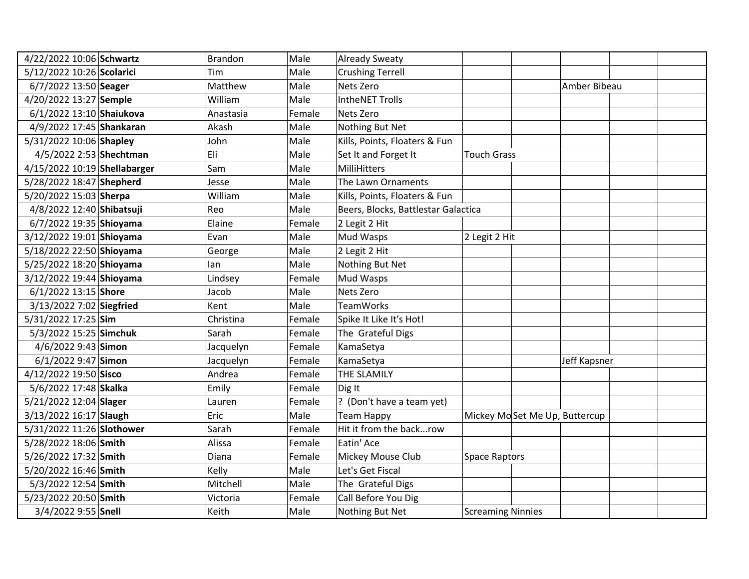| | | | | | | | | | |
|---|---|---|---|---|---|---|---|---|---|
| 4/22/2022 10:06 | **Schwartz** | Brandon | Male | Already Sweaty | | | | | |
| 5/12/2022 10:26 | **Scolarici** | Tim | Male | Crushing Terrell | | | | | |
| 6/7/2022 13:50 | **Seager** | Matthew | Male | Nets Zero | | | Amber Bibeau | | |
| 4/20/2022 13:27 | **Semple** | William | Male | IntheNET Trolls | | | | | |
| 6/1/2022 13:10 | **Shaiukova** | Anastasia | Female | Nets Zero | | | | | |
| 4/9/2022 17:45 | **Shankaran** | Akash | Male | Nothing But Net | | | | | |
| 5/31/2022 10:06 | **Shapley** | John | Male | Kills, Points, Floaters & Fun | | | | | |
| 4/5/2022 2:53 | **Shechtman** | Eli | Male | Set It and Forget It | Touch Grass | | | | |
| 4/15/2022 10:19 | **Shellabarger** | Sam | Male | MilliHitters | | | | | |
| 5/28/2022 18:47 | **Shepherd** | Jesse | Male | The Lawn Ornaments | | | | | |
| 5/20/2022 15:03 | **Sherpa** | William | Male | Kills, Points, Floaters & Fun | | | | | |
| 4/8/2022 12:40 | **Shibatsuji** | Reo | Male | Beers, Blocks, Battlestar Galactica | | | | | |
| 6/7/2022 19:35 | **Shioyama** | Elaine | Female | 2 Legit 2 Hit | | | | | |
| 3/12/2022 19:01 | **Shioyama** | Evan | Male | Mud Wasps | 2 Legit 2 Hit | | | | |
| 5/18/2022 22:50 | **Shioyama** | George | Male | 2 Legit 2 Hit | | | | | |
| 5/25/2022 18:20 | **Shioyama** | Ian | Male | Nothing But Net | | | | | |
| 3/12/2022 19:44 | **Shioyama** | Lindsey | Female | Mud Wasps | | | | | |
| 6/1/2022 13:15 | **Shore** | Jacob | Male | Nets Zero | | | | | |
| 3/13/2022 7:02 | **Siegfried** | Kent | Male | TeamWorks | | | | | |
| 5/31/2022 17:25 | **Sim** | Christina | Female | Spike It Like It's Hot! | | | | | |
| 5/3/2022 15:25 | **Simchuk** | Sarah | Female | The Grateful Digs | | | | | |
| 4/6/2022 9:43 | **Simon** | Jacquelyn | Female | KamaSetya | | | | | |
| 6/1/2022 9:47 | **Simon** | Jacquelyn | Female | KamaSetya | | | Jeff Kapsner | | |
| 4/12/2022 19:50 | **Sisco** | Andrea | Female | THE SLAMILY | | | | | |
| 5/6/2022 17:48 | **Skalka** | Emily | Female | Dig It | | | | | |
| 5/21/2022 12:04 | **Slager** | Lauren | Female | ? (Don't have a team yet) | | | | | |
| 3/13/2022 16:17 | **Slaugh** | Eric | Male | Team Happy | Mickey Mo | Set Me Up, Buttercup | | | |
| 5/31/2022 11:26 | **Slothower** | Sarah | Female | Hit it from the back...row | | | | | |
| 5/28/2022 18:06 | **Smith** | Alissa | Female | Eatin' Ace | | | | | |
| 5/26/2022 17:32 | **Smith** | Diana | Female | Mickey Mouse Club | Space Raptors | | | | |
| 5/20/2022 16:46 | **Smith** | Kelly | Male | Let's Get Fiscal | | | | | |
| 5/3/2022 12:54 | **Smith** | Mitchell | Male | The Grateful Digs | | | | | |
| 5/23/2022 20:50 | **Smith** | Victoria | Female | Call Before You Dig | | | | | |
| 3/4/2022 9:55 | **Snell** | Keith | Male | Nothing But Net | Screaming Ninnies | | | | |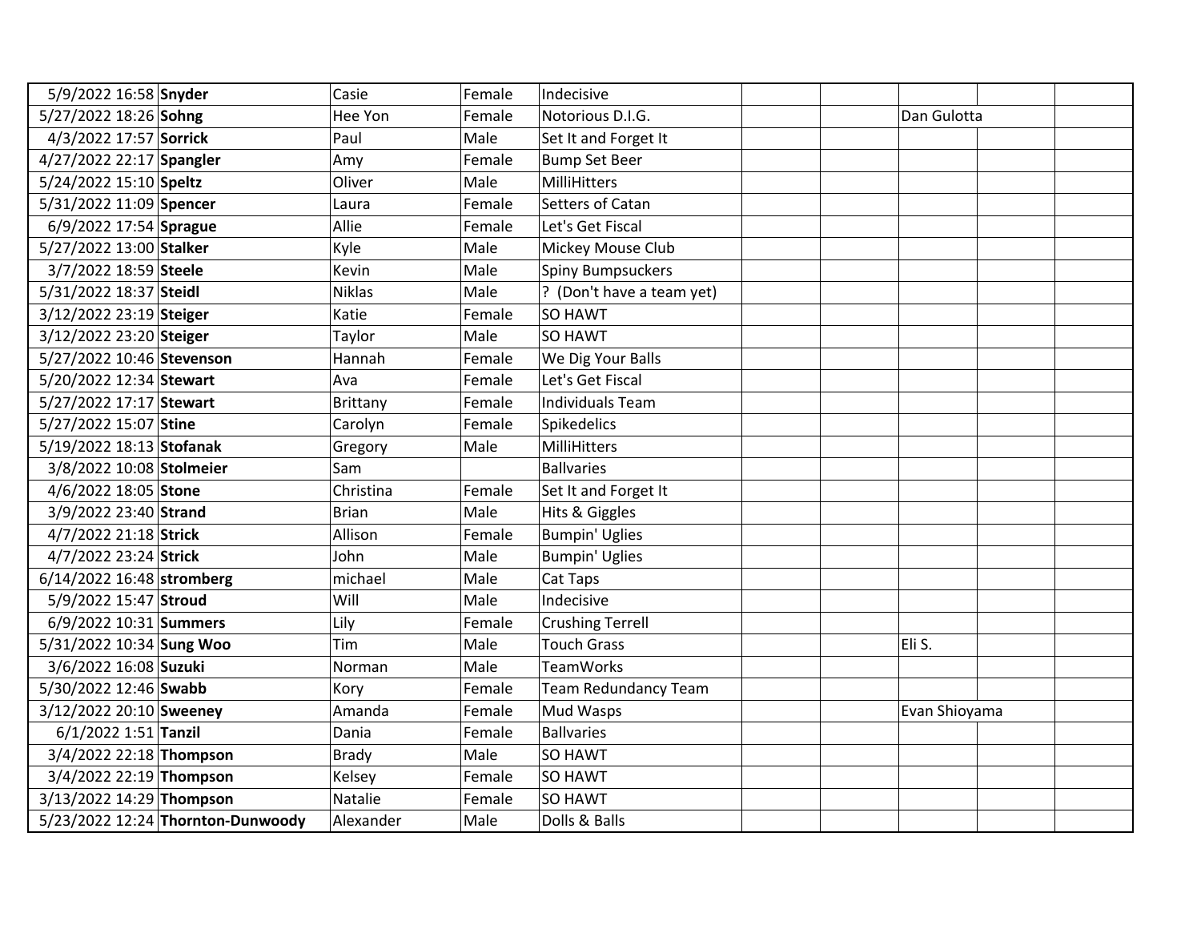| | | | | | | | | | |
|---|---|---|---|---|---|---|---|---|---|
| 5/9/2022 16:58 | **Snyder** | Casie | Female | Indecisive | | | | | |
| 5/27/2022 18:26 | **Sohng** | Hee Yon | Female | Notorious D.I.G. | | | Dan Gulotta | | |
| 4/3/2022 17:57 | **Sorrick** | Paul | Male | Set It and Forget It | | | | | |
| 4/27/2022 22:17 | **Spangler** | Amy | Female | Bump Set Beer | | | | | |
| 5/24/2022 15:10 | **Speltz** | Oliver | Male | MilliHitters | | | | | |
| 5/31/2022 11:09 | **Spencer** | Laura | Female | Setters of Catan | | | | | |
| 6/9/2022 17:54 | **Sprague** | Allie | Female | Let's Get Fiscal | | | | | |
| 5/27/2022 13:00 | **Stalker** | Kyle | Male | Mickey Mouse Club | | | | | |
| 3/7/2022 18:59 | **Steele** | Kevin | Male | Spiny Bumpsuckers | | | | | |
| 5/31/2022 18:37 | **Steidl** | Niklas | Male | ? (Don't have a team yet) | | | | | |
| 3/12/2022 23:19 | **Steiger** | Katie | Female | SO HAWT | | | | | |
| 3/12/2022 23:20 | **Steiger** | Taylor | Male | SO HAWT | | | | | |
| 5/27/2022 10:46 | **Stevenson** | Hannah | Female | We Dig Your Balls | | | | | |
| 5/20/2022 12:34 | **Stewart** | Ava | Female | Let's Get Fiscal | | | | | |
| 5/27/2022 17:17 | **Stewart** | Brittany | Female | Individuals Team | | | | | |
| 5/27/2022 15:07 | **Stine** | Carolyn | Female | Spikedelics | | | | | |
| 5/19/2022 18:13 | **Stofanak** | Gregory | Male | MilliHitters | | | | | |
| 3/8/2022 10:08 | **Stolmeier** | Sam | | Ballvaries | | | | | |
| 4/6/2022 18:05 | **Stone** | Christina | Female | Set It and Forget It | | | | | |
| 3/9/2022 23:40 | **Strand** | Brian | Male | Hits & Giggles | | | | | |
| 4/7/2022 21:18 | **Strick** | Allison | Female | Bumpin' Uglies | | | | | |
| 4/7/2022 23:24 | **Strick** | John | Male | Bumpin' Uglies | | | | | |
| 6/14/2022 16:48 | **stromberg** | michael | Male | Cat Taps | | | | | |
| 5/9/2022 15:47 | **Stroud** | Will | Male | Indecisive | | | | | |
| 6/9/2022 10:31 | **Summers** | Lily | Female | Crushing Terrell | | | | | |
| 5/31/2022 10:34 | **Sung Woo** | Tim | Male | Touch Grass | | | Eli S. | | |
| 3/6/2022 16:08 | **Suzuki** | Norman | Male | TeamWorks | | | | | |
| 5/30/2022 12:46 | **Swabb** | Kory | Female | Team Redundancy Team | | | | | |
| 3/12/2022 20:10 | **Sweeney** | Amanda | Female | Mud Wasps | | | Evan Shioyama | | |
| 6/1/2022 1:51 | **Tanzil** | Dania | Female | Ballvaries | | | | | |
| 3/4/2022 22:18 | **Thompson** | Brady | Male | SO HAWT | | | | | |
| 3/4/2022 22:19 | **Thompson** | Kelsey | Female | SO HAWT | | | | | |
| 3/13/2022 14:29 | **Thompson** | Natalie | Female | SO HAWT | | | | | |
| 5/23/2022 12:24 | **Thornton-Dunwoody** | Alexander | Male | Dolls & Balls | | | | | |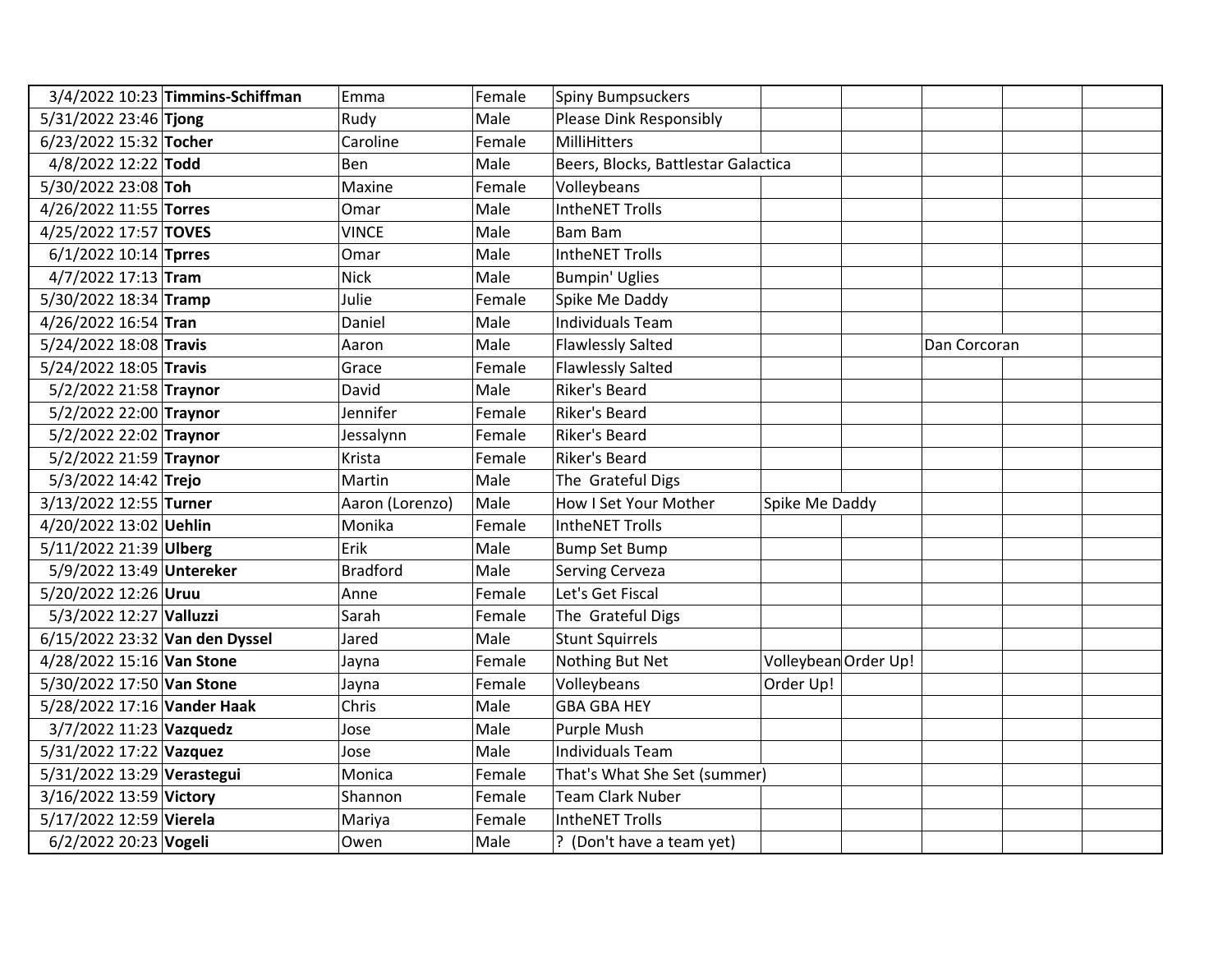| | | | | | | | | | |
|---|---|---|---|---|---|---|---|---|---|
| 3/4/2022 10:23 | **Timmins-Schiffman** | Emma | Female | Spiny Bumpsuckers | | | | | |
| 5/31/2022 23:46 | **Tjong** | Rudy | Male | Please Dink Responsibly | | | | | |
| 6/23/2022 15:32 | **Tocher** | Caroline | Female | MilliHitters | | | | | |
| 4/8/2022 12:22 | **Todd** | Ben | Male | Beers, Blocks, Battlestar Galactica | | | | | |
| 5/30/2022 23:08 | **Toh** | Maxine | Female | Volleybeans | | | | | |
| 4/26/2022 11:55 | **Torres** | Omar | Male | IntheNET Trolls | | | | | |
| 4/25/2022 17:57 | **TOVES** | VINCE | Male | Bam Bam | | | | | |
| 6/1/2022 10:14 | **Tprres** | Omar | Male | IntheNET Trolls | | | | | |
| 4/7/2022 17:13 | **Tram** | Nick | Male | Bumpin' Uglies | | | | | |
| 5/30/2022 18:34 | **Tramp** | Julie | Female | Spike Me Daddy | | | | | |
| 4/26/2022 16:54 | **Tran** | Daniel | Male | Individuals Team | | | | | |
| 5/24/2022 18:08 | **Travis** | Aaron | Male | Flawlessly Salted | | | Dan Corcoran | | |
| 5/24/2022 18:05 | **Travis** | Grace | Female | Flawlessly Salted | | | | | |
| 5/2/2022 21:58 | **Traynor** | David | Male | Riker's Beard | | | | | |
| 5/2/2022 22:00 | **Traynor** | Jennifer | Female | Riker's Beard | | | | | |
| 5/2/2022 22:02 | **Traynor** | Jessalynn | Female | Riker's Beard | | | | | |
| 5/2/2022 21:59 | **Traynor** | Krista | Female | Riker's Beard | | | | | |
| 5/3/2022 14:42 | **Trejo** | Martin | Male | The Grateful Digs | | | | | |
| 3/13/2022 12:55 | **Turner** | Aaron (Lorenzo) | Male | How I Set Your Mother | Spike Me Daddy | | | | |
| 4/20/2022 13:02 | **Uehlin** | Monika | Female | IntheNET Trolls | | | | | |
| 5/11/2022 21:39 | **Ulberg** | Erik | Male | Bump Set Bump | | | | | |
| 5/9/2022 13:49 | **Untereker** | Bradford | Male | Serving Cerveza | | | | | |
| 5/20/2022 12:26 | **Uruu** | Anne | Female | Let's Get Fiscal | | | | | |
| 5/3/2022 12:27 | **Valluzzi** | Sarah | Female | The Grateful Digs | | | | | |
| 6/15/2022 23:32 | **Van den Dyssel** | Jared | Male | Stunt Squirrels | | | | | |
| 4/28/2022 15:16 | **Van Stone** | Jayna | Female | Nothing But Net | Volleybean | Order Up! | | | |
| 5/30/2022 17:50 | **Van Stone** | Jayna | Female | Volleybeans | Order Up! | | | | |
| 5/28/2022 17:16 | **Vander Haak** | Chris | Male | GBA GBA HEY | | | | | |
| 3/7/2022 11:23 | **Vazquedz** | Jose | Male | Purple Mush | | | | | |
| 5/31/2022 17:22 | **Vazquez** | Jose | Male | Individuals Team | | | | | |
| 5/31/2022 13:29 | **Verastegui** | Monica | Female | That's What She Set (summer) | | | | | |
| 3/16/2022 13:59 | **Victory** | Shannon | Female | Team Clark Nuber | | | | | |
| 5/17/2022 12:59 | **Vierela** | Mariya | Female | IntheNET Trolls | | | | | |
| 6/2/2022 20:23 | **Vogeli** | Owen | Male | ? (Don't have a team yet) | | | | | |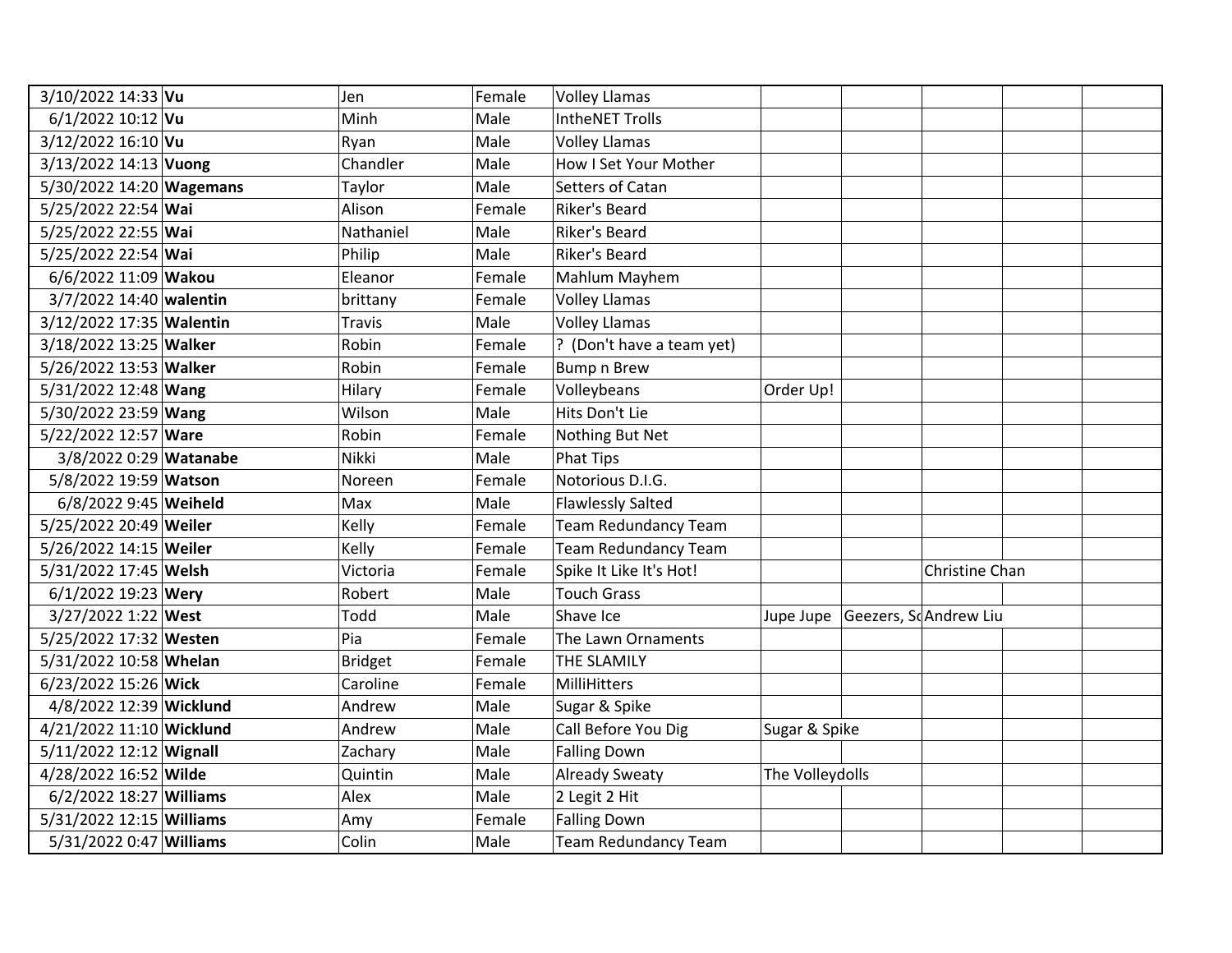| | | | | | | | | | |
|---|---|---|---|---|---|---|---|---|---|
| 3/10/2022 14:33 | **Vu** | Jen | Female | Volley Llamas | | | | | |
| 6/1/2022 10:12 | **Vu** | Minh | Male | IntheNET Trolls | | | | | |
| 3/12/2022 16:10 | **Vu** | Ryan | Male | Volley Llamas | | | | | |
| 3/13/2022 14:13 | **Vuong** | Chandler | Male | How I Set Your Mother | | | | | |
| 5/30/2022 14:20 | **Wagemans** | Taylor | Male | Setters of Catan | | | | | |
| 5/25/2022 22:54 | **Wai** | Alison | Female | Riker's Beard | | | | | |
| 5/25/2022 22:55 | **Wai** | Nathaniel | Male | Riker's Beard | | | | | |
| 5/25/2022 22:54 | **Wai** | Philip | Male | Riker's Beard | | | | | |
| 6/6/2022 11:09 | **Wakou** | Eleanor | Female | Mahlum Mayhem | | | | | |
| 3/7/2022 14:40 | **walentin** | brittany | Female | Volley Llamas | | | | | |
| 3/12/2022 17:35 | **Walentin** | Travis | Male | Volley Llamas | | | | | |
| 3/18/2022 13:25 | **Walker** | Robin | Female | ? (Don't have a team yet) | | | | | |
| 5/26/2022 13:53 | **Walker** | Robin | Female | Bump n Brew | | | | | |
| 5/31/2022 12:48 | **Wang** | Hilary | Female | Volleybeans | Order Up! | | | | |
| 5/30/2022 23:59 | **Wang** | Wilson | Male | Hits Don't Lie | | | | | |
| 5/22/2022 12:57 | **Ware** | Robin | Female | Nothing But Net | | | | | |
| 3/8/2022 0:29 | **Watanabe** | Nikki | Male | Phat Tips | | | | | |
| 5/8/2022 19:59 | **Watson** | Noreen | Female | Notorious D.I.G. | | | | | |
| 6/8/2022 9:45 | **Weiheld** | Max | Male | Flawlessly Salted | | | | | |
| 5/25/2022 20:49 | **Weiler** | Kelly | Female | Team Redundancy Team | | | | | |
| 5/26/2022 14:15 | **Weiler** | Kelly | Female | Team Redundancy Team | | | | | |
| 5/31/2022 17:45 | **Welsh** | Victoria | Female | Spike It Like It's Hot! | | | Christine Chan | | |
| 6/1/2022 19:23 | **Wery** | Robert | Male | Touch Grass | | | | | |
| 3/27/2022 1:22 | **West** | Todd | Male | Shave Ice | Jupe Jupe | Geezers, Sc | Andrew Liu | | |
| 5/25/2022 17:32 | **Westen** | Pia | Female | The Lawn Ornaments | | | | | |
| 5/31/2022 10:58 | **Whelan** | Bridget | Female | THE SLAMILY | | | | | |
| 6/23/2022 15:26 | **Wick** | Caroline | Female | MilliHitters | | | | | |
| 4/8/2022 12:39 | **Wicklund** | Andrew | Male | Sugar & Spike | | | | | |
| 4/21/2022 11:10 | **Wicklund** | Andrew | Male | Call Before You Dig | Sugar & Spike | | | | |
| 5/11/2022 12:12 | **Wignall** | Zachary | Male | Falling Down | | | | | |
| 4/28/2022 16:52 | **Wilde** | Quintin | Male | Already Sweaty | The Volleydolls | | | | |
| 6/2/2022 18:27 | **Williams** | Alex | Male | 2 Legit 2 Hit | | | | | |
| 5/31/2022 12:15 | **Williams** | Amy | Female | Falling Down | | | | | |
| 5/31/2022 0:47 | **Williams** | Colin | Male | Team Redundancy Team | | | | | |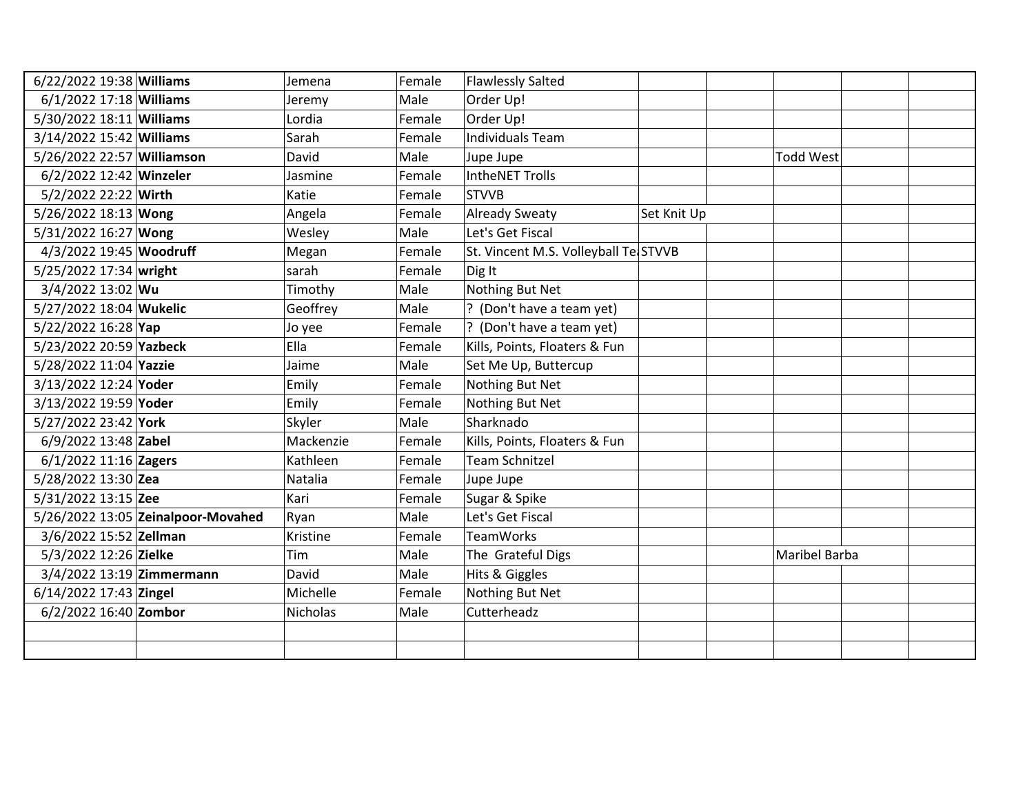| | | | | | | | | | |
|---|---|---|---|---|---|---|---|---|---|
| 6/22/2022 19:38 | **Williams** | Jemena | Female | Flawlessly Salted | | | | | |
| 6/1/2022 17:18 | **Williams** | Jeremy | Male | Order Up! | | | | | |
| 5/30/2022 18:11 | **Williams** | Lordia | Female | Order Up! | | | | | |
| 3/14/2022 15:42 | **Williams** | Sarah | Female | Individuals Team | | | | | |
| 5/26/2022 22:57 | **Williamson** | David | Male | Jupe Jupe | | | Todd West | | |
| 6/2/2022 12:42 | **Winzeler** | Jasmine | Female | IntheNET Trolls | | | | | |
| 5/2/2022 22:22 | **Wirth** | Katie | Female | STVVB | | | | | |
| 5/26/2022 18:13 | **Wong** | Angela | Female | Already Sweaty | Set Knit Up | | | | |
| 5/31/2022 16:27 | **Wong** | Wesley | Male | Let's Get Fiscal | | | | | |
| 4/3/2022 19:45 | **Woodruff** | Megan | Female | St. Vincent M.S. Volleyball Te | STVVB | | | | |
| 5/25/2022 17:34 | **wright** | sarah | Female | Dig It | | | | | |
| 3/4/2022 13:02 | **Wu** | Timothy | Male | Nothing But Net | | | | | |
| 5/27/2022 18:04 | **Wukelic** | Geoffrey | Male | ? (Don't have a team yet) | | | | | |
| 5/22/2022 16:28 | **Yap** | Jo yee | Female | ? (Don't have a team yet) | | | | | |
| 5/23/2022 20:59 | **Yazbeck** | Ella | Female | Kills, Points, Floaters & Fun | | | | | |
| 5/28/2022 11:04 | **Yazzie** | Jaime | Male | Set Me Up, Buttercup | | | | | |
| 3/13/2022 12:24 | **Yoder** | Emily | Female | Nothing But Net | | | | | |
| 3/13/2022 19:59 | **Yoder** | Emily | Female | Nothing But Net | | | | | |
| 5/27/2022 23:42 | **York** | Skyler | Male | Sharknado | | | | | |
| 6/9/2022 13:48 | **Zabel** | Mackenzie | Female | Kills, Points, Floaters & Fun | | | | | |
| 6/1/2022 11:16 | **Zagers** | Kathleen | Female | Team Schnitzel | | | | | |
| 5/28/2022 13:30 | **Zea** | Natalia | Female | Jupe Jupe | | | | | |
| 5/31/2022 13:15 | **Zee** | Kari | Female | Sugar & Spike | | | | | |
| 5/26/2022 13:05 | **Zeinalpoor-Movahed** | Ryan | Male | Let's Get Fiscal | | | | | |
| 3/6/2022 15:52 | **Zellman** | Kristine | Female | TeamWorks | | | | | |
| 5/3/2022 12:26 | **Zielke** | Tim | Male | The Grateful Digs | | | Maribel Barba | | |
| 3/4/2022 13:19 | **Zimmermann** | David | Male | Hits & Giggles | | | | | |
| 6/14/2022 17:43 | **Zingel** | Michelle | Female | Nothing But Net | | | | | |
| 6/2/2022 16:40 | **Zombor** | Nicholas | Male | Cutterheadz | | | | | |
| | | | | | | | | | |
| | | | | | | | | | |